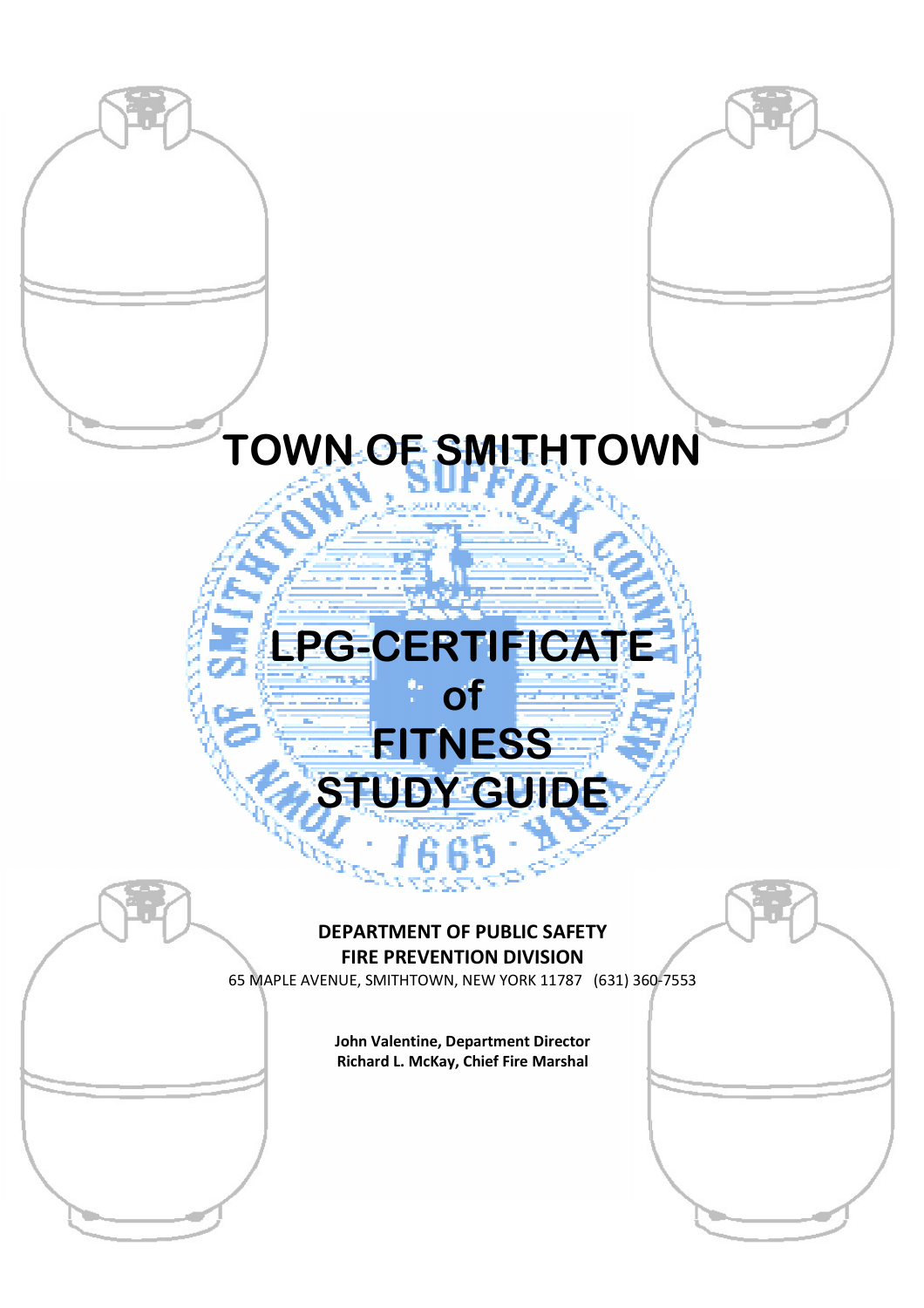# TOWN OF SMITHTOWN

# LPG-CERTIFICATE of FITNESS STUDY GUIDE

**DEPARTMENT OF PUBLIC SAFETY**
**FIRE PREVENTION DIVISION**
65 MAPLE AVENUE, SMITHTOWN, NEW YORK 11787 (631) 360-7553

**John Valentine, Department Director**
**Richard L. McKay, Chief Fire Marshal**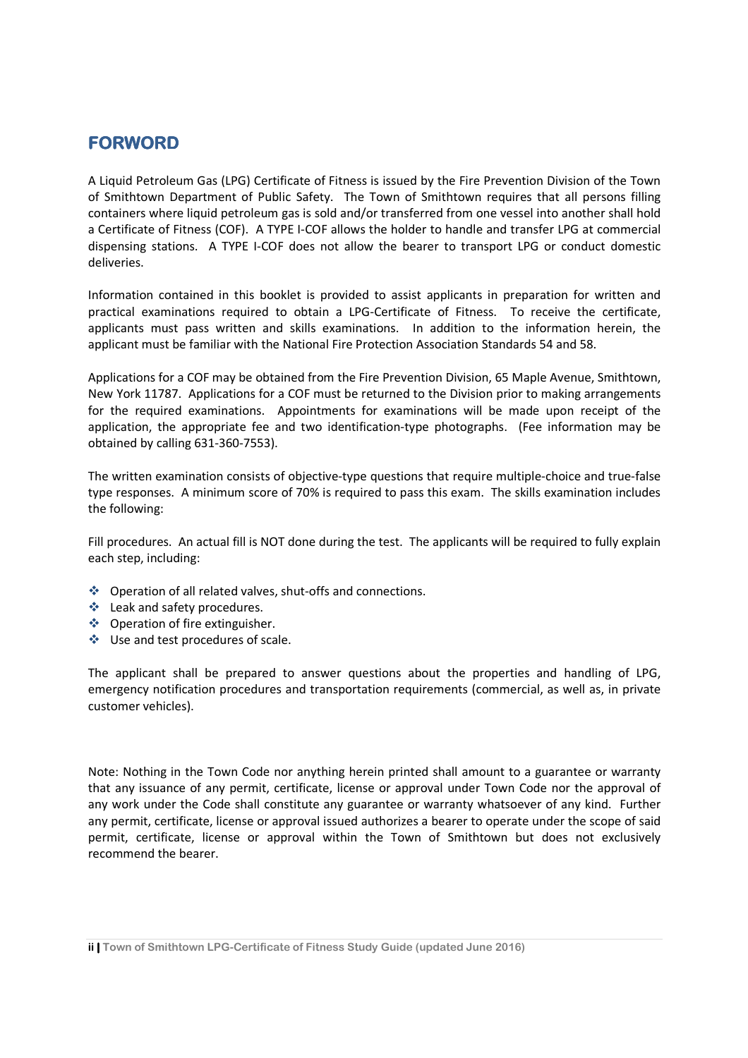## FORWORD

A Liquid Petroleum Gas (LPG) Certificate of Fitness is issued by the Fire Prevention Division of the Town of Smithtown Department of Public Safety. The Town of Smithtown requires that all persons filling containers where liquid petroleum gas is sold and/or transferred from one vessel into another shall hold a Certificate of Fitness (COF). A TYPE I-COF allows the holder to handle and transfer LPG at commercial dispensing stations. A TYPE I-COF does not allow the bearer to transport LPG or conduct domestic deliveries.

Information contained in this booklet is provided to assist applicants in preparation for written and practical examinations required to obtain a LPG-Certificate of Fitness. To receive the certificate, applicants must pass written and skills examinations. In addition to the information herein, the applicant must be familiar with the National Fire Protection Association Standards 54 and 58.

Applications for a COF may be obtained from the Fire Prevention Division, 65 Maple Avenue, Smithtown, New York 11787. Applications for a COF must be returned to the Division prior to making arrangements for the required examinations. Appointments for examinations will be made upon receipt of the application, the appropriate fee and two identification-type photographs. (Fee information may be obtained by calling 631-360-7553).

The written examination consists of objective-type questions that require multiple-choice and true-false type responses. A minimum score of 70% is required to pass this exam. The skills examination includes the following:

Fill procedures. An actual fill is NOT done during the test. The applicants will be required to fully explain each step, including:

- Operation of all related valves, shut-offs and connections.
- Leak and safety procedures.
- Operation of fire extinguisher.
- Use and test procedures of scale.

The applicant shall be prepared to answer questions about the properties and handling of LPG, emergency notification procedures and transportation requirements (commercial, as well as, in private customer vehicles).

Note: Nothing in the Town Code nor anything herein printed shall amount to a guarantee or warranty that any issuance of any permit, certificate, license or approval under Town Code nor the approval of any work under the Code shall constitute any guarantee or warranty whatsoever of any kind. Further any permit, certificate, license or approval issued authorizes a bearer to operate under the scope of said permit, certificate, license or approval within the Town of Smithtown but does not exclusively recommend the bearer.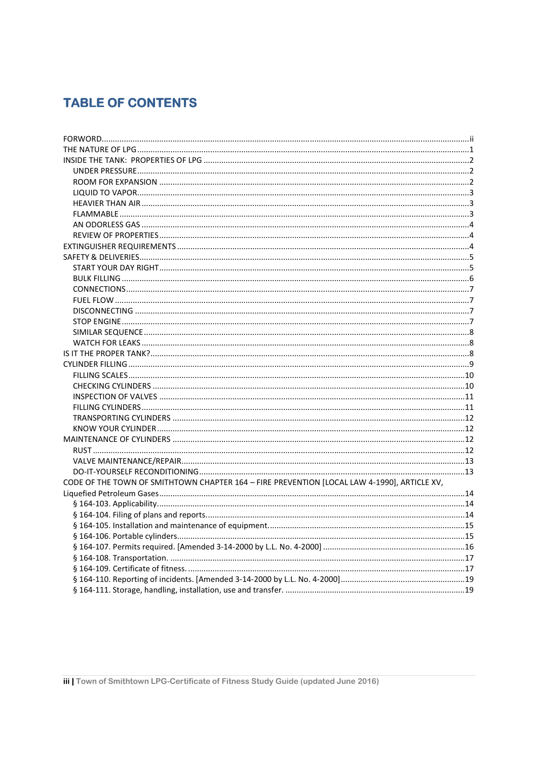# TABLE OF CONTENTS

FORWORD....ii
THE NATURE OF LPG....1
INSIDE THE TANK: PROPERTIES OF LPG....2
- UNDER PRESSURE....2
- ROOM FOR EXPANSION....2
- LIQUID TO VAPOR....3
- HEAVIER THAN AIR....3
- FLAMMABLE....3
- AN ODORLESS GAS....4
- REVIEW OF PROPERTIES....4

EXTINGUISHER REQUIREMENTS....4
SAFETY & DELIVERIES....5
- START YOUR DAY RIGHT....5
- BULK FILLING....6
- CONNECTIONS....7
- FUEL FLOW....7
- DISCONNECTING....7
- STOP ENGINE....7
- SIMILAR SEQUENCE....8
- WATCH FOR LEAKS....8

IS IT THE PROPER TANK?....8
CYLINDER FILLING....9
- FILLING SCALES....10
- CHECKING CYLINDERS....10
- INSPECTION OF VALVES....11
- FILLING CYLINDERS....11
- TRANSPORTING CYLINDERS....12
- KNOW YOUR CYLINDER....12

MAINTENANCE OF CYLINDERS....12
- RUST....12
- VALVE MAINTENANCE/REPAIR....13
- DO-IT-YOURSELF RECONDITIONING....13

CODE OF THE TOWN OF SMITHTOWN CHAPTER 164 – FIRE PREVENTION [LOCAL LAW 4-1990], ARTICLE XV, Liquefied Petroleum Gases....14
- § 164-103. Applicability....14
- § 164-104. Filing of plans and reports....14
- § 164-105. Installation and maintenance of equipment....15
- § 164-106. Portable cylinders....15
- § 164-107. Permits required. [Amended 3-14-2000 by L.L. No. 4-2000]....16
- § 164-108. Transportation....17
- § 164-109. Certificate of fitness....17
- § 164-110. Reporting of incidents. [Amended 3-14-2000 by L.L. No. 4-2000]....19
- § 164-111. Storage, handling, installation, use and transfer....19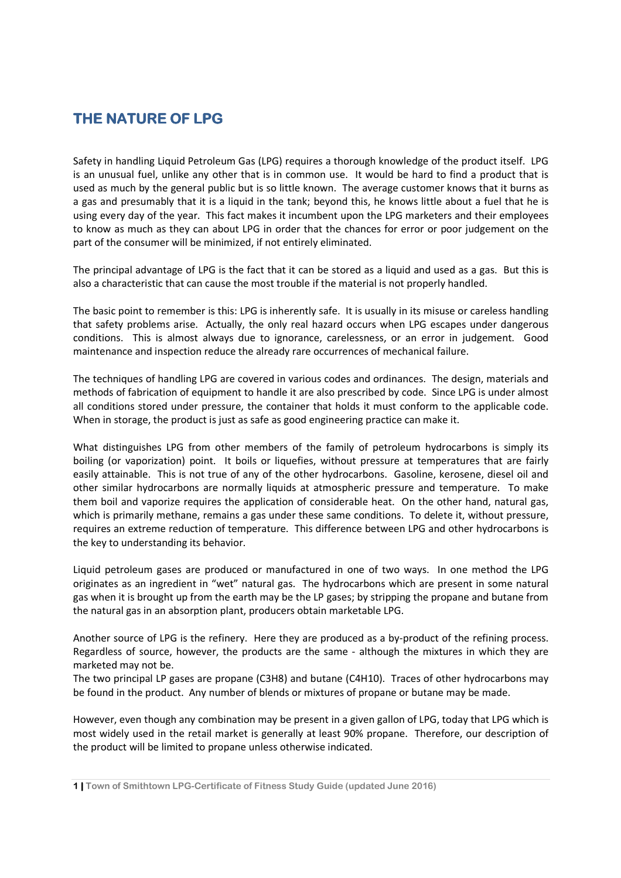# THE NATURE OF LPG

Safety in handling Liquid Petroleum Gas (LPG) requires a thorough knowledge of the product itself. LPG is an unusual fuel, unlike any other that is in common use. It would be hard to find a product that is used as much by the general public but is so little known. The average customer knows that it burns as a gas and presumably that it is a liquid in the tank; beyond this, he knows little about a fuel that he is using every day of the year. This fact makes it incumbent upon the LPG marketers and their employees to know as much as they can about LPG in order that the chances for error or poor judgement on the part of the consumer will be minimized, if not entirely eliminated.

The principal advantage of LPG is the fact that it can be stored as a liquid and used as a gas. But this is also a characteristic that can cause the most trouble if the material is not properly handled.

The basic point to remember is this: LPG is inherently safe. It is usually in its misuse or careless handling that safety problems arise. Actually, the only real hazard occurs when LPG escapes under dangerous conditions. This is almost always due to ignorance, carelessness, or an error in judgement. Good maintenance and inspection reduce the already rare occurrences of mechanical failure.

The techniques of handling LPG are covered in various codes and ordinances. The design, materials and methods of fabrication of equipment to handle it are also prescribed by code. Since LPG is under almost all conditions stored under pressure, the container that holds it must conform to the applicable code. When in storage, the product is just as safe as good engineering practice can make it.

What distinguishes LPG from other members of the family of petroleum hydrocarbons is simply its boiling (or vaporization) point. It boils or liquefies, without pressure at temperatures that are fairly easily attainable. This is not true of any of the other hydrocarbons. Gasoline, kerosene, diesel oil and other similar hydrocarbons are normally liquids at atmospheric pressure and temperature. To make them boil and vaporize requires the application of considerable heat. On the other hand, natural gas, which is primarily methane, remains a gas under these same conditions. To delete it, without pressure, requires an extreme reduction of temperature. This difference between LPG and other hydrocarbons is the key to understanding its behavior.

Liquid petroleum gases are produced or manufactured in one of two ways. In one method the LPG originates as an ingredient in "wet" natural gas. The hydrocarbons which are present in some natural gas when it is brought up from the earth may be the LP gases; by stripping the propane and butane from the natural gas in an absorption plant, producers obtain marketable LPG.

Another source of LPG is the refinery. Here they are produced as a by-product of the refining process. Regardless of source, however, the products are the same - although the mixtures in which they are marketed may not be.
The two principal LP gases are propane ($C_3H_8$) and butane ($C_4H_{10}$). Traces of other hydrocarbons may be found in the product. Any number of blends or mixtures of propane or butane may be made.

However, even though any combination may be present in a given gallon of LPG, today that LPG which is most widely used in the retail market is generally at least 90% propane. Therefore, our description of the product will be limited to propane unless otherwise indicated.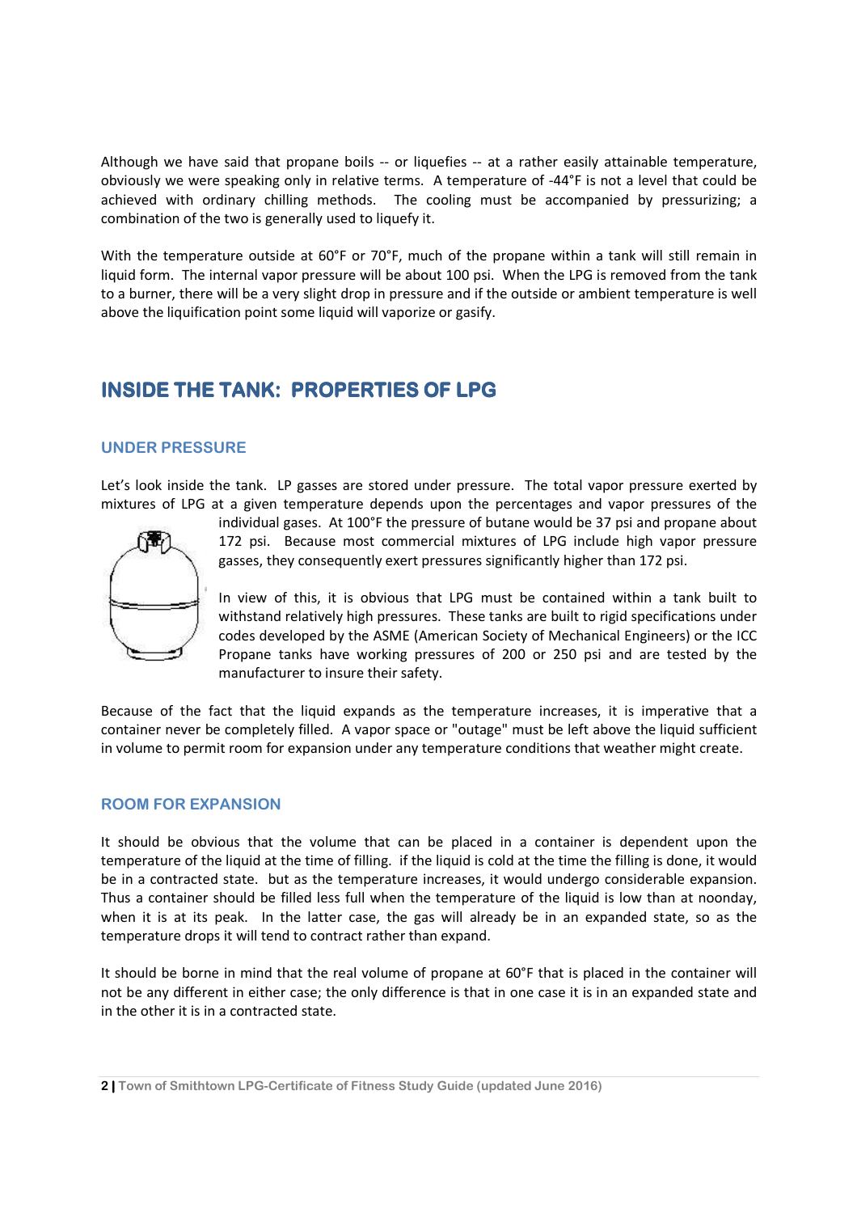Although we have said that propane boils -- or liquefies -- at a rather easily attainable temperature, obviously we were speaking only in relative terms. A temperature of -44°F is not a level that could be achieved with ordinary chilling methods. The cooling must be accompanied by pressurizing; a combination of the two is generally used to liquefy it.

With the temperature outside at 60°F or 70°F, much of the propane within a tank will still remain in liquid form. The internal vapor pressure will be about 100 psi. When the LPG is removed from the tank to a burner, there will be a very slight drop in pressure and if the outside or ambient temperature is well above the liquification point some liquid will vaporize or gasify.

## INSIDE THE TANK: PROPERTIES OF LPG

### UNDER PRESSURE

Let's look inside the tank. LP gasses are stored under pressure. The total vapor pressure exerted by mixtures of LPG at a given temperature depends upon the percentages and vapor pressures of the individual gases. At 100°F the pressure of butane would be 37 psi and propane about 172 psi. Because most commercial mixtures of LPG include high vapor pressure gasses, they consequently exert pressures significantly higher than 172 psi.

In view of this, it is obvious that LPG must be contained within a tank built to withstand relatively high pressures. These tanks are built to rigid specifications under codes developed by the ASME (American Society of Mechanical Engineers) or the ICC Propane tanks have working pressures of 200 or 250 psi and are tested by the manufacturer to insure their safety.

Because of the fact that the liquid expands as the temperature increases, it is imperative that a container never be completely filled. A vapor space or "outage" must be left above the liquid sufficient in volume to permit room for expansion under any temperature conditions that weather might create.

### ROOM FOR EXPANSION

It should be obvious that the volume that can be placed in a container is dependent upon the temperature of the liquid at the time of filling. if the liquid is cold at the time the filling is done, it would be in a contracted state. but as the temperature increases, it would undergo considerable expansion. Thus a container should be filled less full when the temperature of the liquid is low than at noonday, when it is at its peak. In the latter case, the gas will already be in an expanded state, so as the temperature drops it will tend to contract rather than expand.

It should be borne in mind that the real volume of propane at 60°F that is placed in the container will not be any different in either case; the only difference is that in one case it is in an expanded state and in the other it is in a contracted state.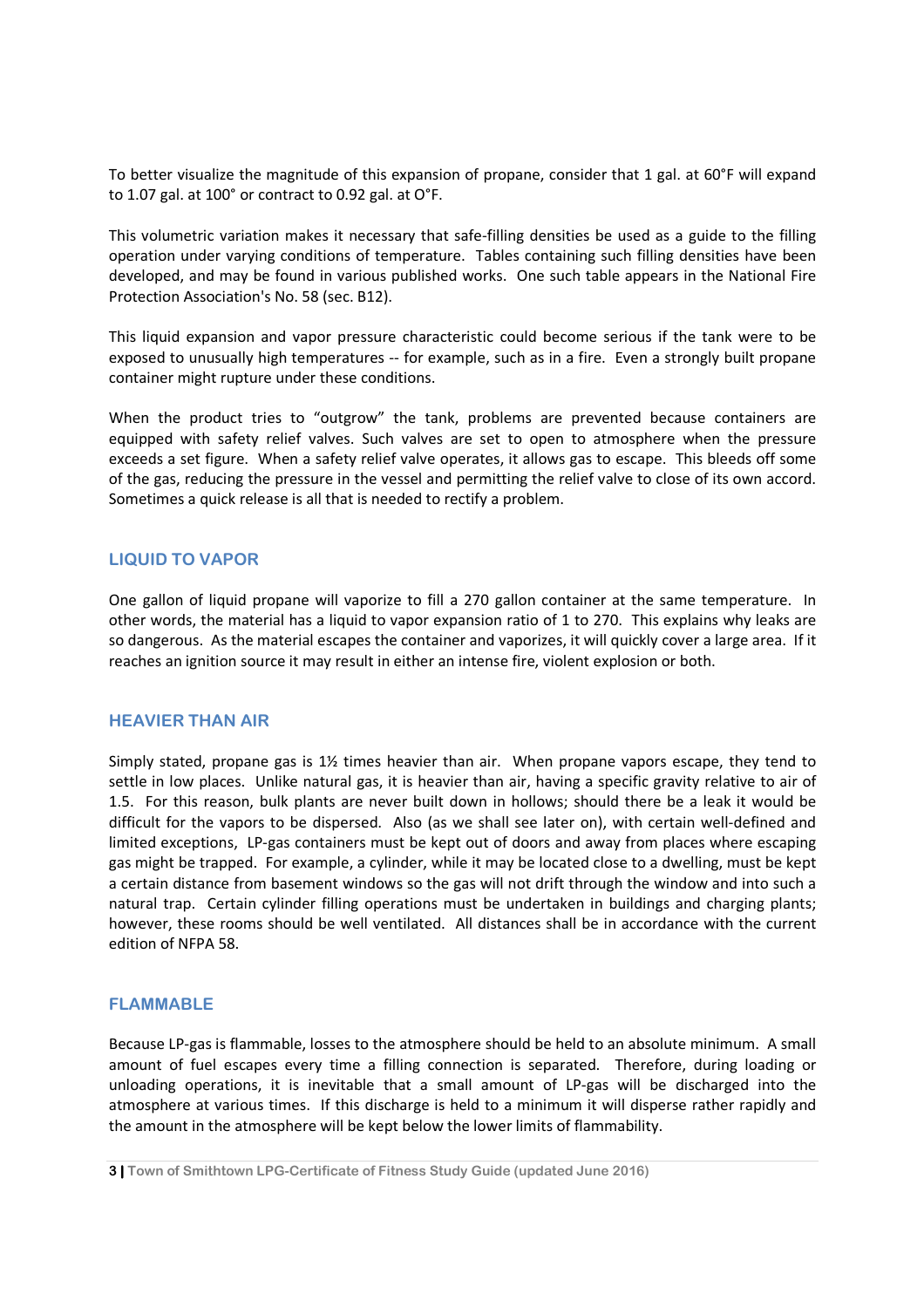To better visualize the magnitude of this expansion of propane, consider that 1 gal. at 60°F will expand to 1.07 gal. at 100° or contract to 0.92 gal. at O°F.

This volumetric variation makes it necessary that safe-filling densities be used as a guide to the filling operation under varying conditions of temperature. Tables containing such filling densities have been developed, and may be found in various published works. One such table appears in the National Fire Protection Association's No. 58 (sec. B12).

This liquid expansion and vapor pressure characteristic could become serious if the tank were to be exposed to unusually high temperatures -- for example, such as in a fire. Even a strongly built propane container might rupture under these conditions.

When the product tries to "outgrow" the tank, problems are prevented because containers are equipped with safety relief valves. Such valves are set to open to atmosphere when the pressure exceeds a set figure. When a safety relief valve operates, it allows gas to escape. This bleeds off some of the gas, reducing the pressure in the vessel and permitting the relief valve to close of its own accord. Sometimes a quick release is all that is needed to rectify a problem.

## LIQUID TO VAPOR

One gallon of liquid propane will vaporize to fill a 270 gallon container at the same temperature. In other words, the material has a liquid to vapor expansion ratio of 1 to 270. This explains why leaks are so dangerous. As the material escapes the container and vaporizes, it will quickly cover a large area. If it reaches an ignition source it may result in either an intense fire, violent explosion or both.

## HEAVIER THAN AIR

Simply stated, propane gas is 1½ times heavier than air. When propane vapors escape, they tend to settle in low places. Unlike natural gas, it is heavier than air, having a specific gravity relative to air of 1.5. For this reason, bulk plants are never built down in hollows; should there be a leak it would be difficult for the vapors to be dispersed. Also (as we shall see later on), with certain well-defined and limited exceptions, LP-gas containers must be kept out of doors and away from places where escaping gas might be trapped. For example, a cylinder, while it may be located close to a dwelling, must be kept a certain distance from basement windows so the gas will not drift through the window and into such a natural trap. Certain cylinder filling operations must be undertaken in buildings and charging plants; however, these rooms should be well ventilated. All distances shall be in accordance with the current edition of NFPA 58.

## FLAMMABLE

Because LP-gas is flammable, losses to the atmosphere should be held to an absolute minimum. A small amount of fuel escapes every time a filling connection is separated. Therefore, during loading or unloading operations, it is inevitable that a small amount of LP-gas will be discharged into the atmosphere at various times. If this discharge is held to a minimum it will disperse rather rapidly and the amount in the atmosphere will be kept below the lower limits of flammability.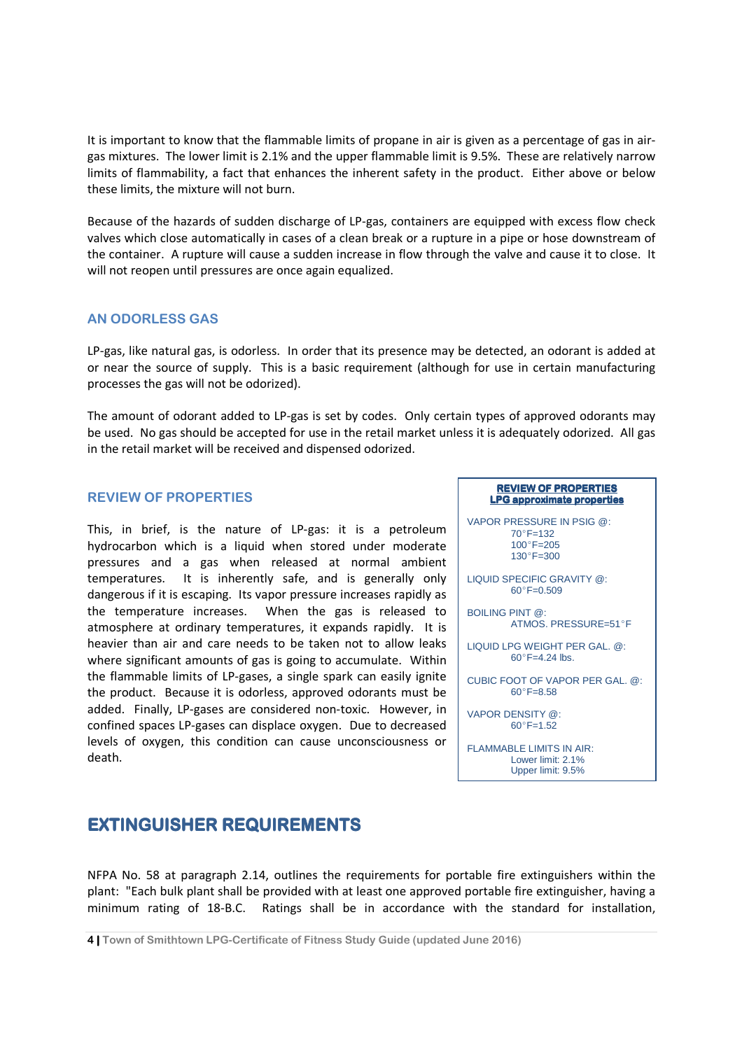It is important to know that the flammable limits of propane in air is given as a percentage of gas in air-gas mixtures. The lower limit is 2.1% and the upper flammable limit is 9.5%. These are relatively narrow limits of flammability, a fact that enhances the inherent safety in the product. Either above or below these limits, the mixture will not burn.

Because of the hazards of sudden discharge of LP-gas, containers are equipped with excess flow check valves which close automatically in cases of a clean break or a rupture in a pipe or hose downstream of the container. A rupture will cause a sudden increase in flow through the valve and cause it to close. It will not reopen until pressures are once again equalized.

### AN ODORLESS GAS

LP-gas, like natural gas, is odorless. In order that its presence may be detected, an odorant is added at or near the source of supply. This is a basic requirement (although for use in certain manufacturing processes the gas will not be odorized).

The amount of odorant added to LP-gas is set by codes. Only certain types of approved odorants may be used. No gas should be accepted for use in the retail market unless it is adequately odorized. All gas in the retail market will be received and dispensed odorized.

### REVIEW OF PROPERTIES

This, in brief, is the nature of LP-gas: it is a petroleum hydrocarbon which is a liquid when stored under moderate pressures and a gas when released at normal ambient temperatures. It is inherently safe, and is generally only dangerous if it is escaping. Its vapor pressure increases rapidly as the temperature increases. When the gas is released to atmosphere at ordinary temperatures, it expands rapidly. It is heavier than air and care needs to be taken not to allow leaks where significant amounts of gas is going to accumulate. Within the flammable limits of LP-gases, a single spark can easily ignite the product. Because it is odorless, approved odorants must be added. Finally, LP-gases are considered non-toxic. However, in confined spaces LP-gases can displace oxygen. Due to decreased levels of oxygen, this condition can cause unconsciousness or death.

**REVIEW OF PROPERTIES**
**LPG approximate properties**

VAPOR PRESSURE IN PSIG @:
- 70°F=132
- 100°F=205
- 130°F=300

LIQUID SPECIFIC GRAVITY @:
- 60°F=0.509

BOILING PINT @:
- ATMOS. PRESSURE=51°F

LIQUID LPG WEIGHT PER GAL. @:
- 60°F=4.24 lbs.

CUBIC FOOT OF VAPOR PER GAL. @:
- 60°F=8.58

VAPOR DENSITY @:
- 60°F=1.52

FLAMMABLE LIMITS IN AIR:
- Lower limit: 2.1%
- Upper limit: 9.5%

## EXTINGUISHER REQUIREMENTS

NFPA No. 58 at paragraph 2.14, outlines the requirements for portable fire extinguishers within the plant: "Each bulk plant shall be provided with at least one approved portable fire extinguisher, having a minimum rating of 18-B.C. Ratings shall be in accordance with the standard for installation,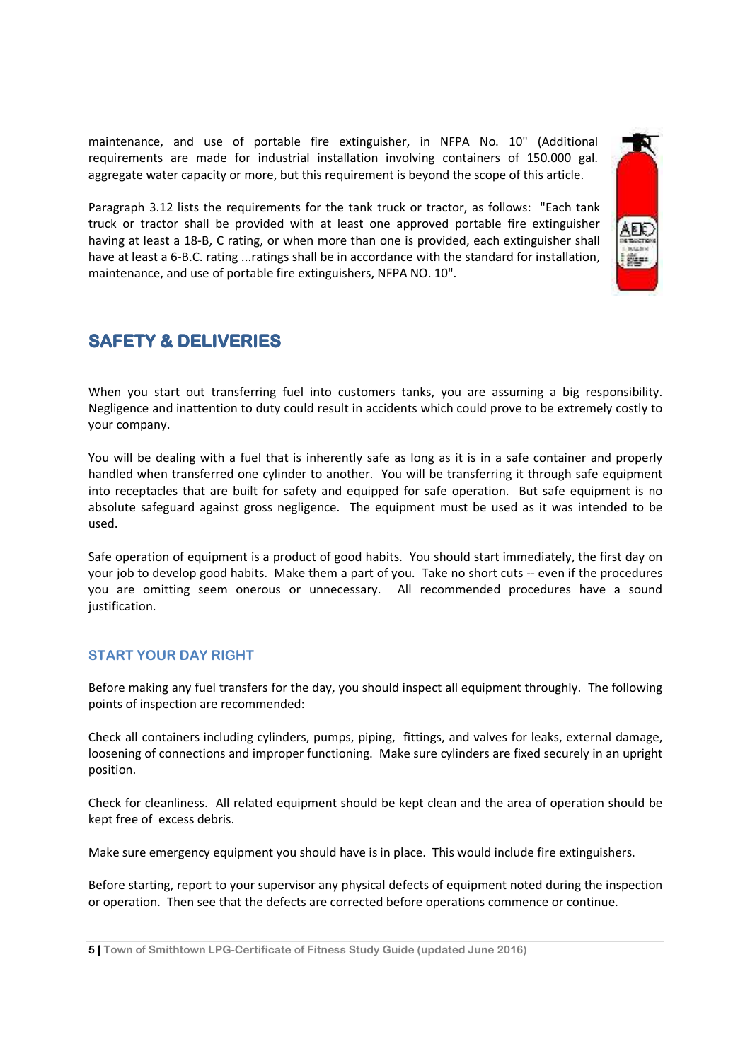maintenance, and use of portable fire extinguisher, in NFPA No. 10" (Additional requirements are made for industrial installation involving containers of 150.000 gal. aggregate water capacity or more, but this requirement is beyond the scope of this article.

Paragraph 3.12 lists the requirements for the tank truck or tractor, as follows: "Each tank truck or tractor shall be provided with at least one approved portable fire extinguisher having at least a 18-B, C rating, or when more than one is provided, each extinguisher shall have at least a 6-B.C. rating ...ratings shall be in accordance with the standard for installation, maintenance, and use of portable fire extinguishers, NFPA NO. 10".

## SAFETY & DELIVERIES

When you start out transferring fuel into customers tanks, you are assuming a big responsibility. Negligence and inattention to duty could result in accidents which could prove to be extremely costly to your company.

You will be dealing with a fuel that is inherently safe as long as it is in a safe container and properly handled when transferred one cylinder to another. You will be transferring it through safe equipment into receptacles that are built for safety and equipped for safe operation. But safe equipment is no absolute safeguard against gross negligence. The equipment must be used as it was intended to be used.

Safe operation of equipment is a product of good habits. You should start immediately, the first day on your job to develop good habits. Make them a part of you. Take no short cuts -- even if the procedures you are omitting seem onerous or unnecessary. All recommended procedures have a sound justification.

### START YOUR DAY RIGHT

Before making any fuel transfers for the day, you should inspect all equipment throughly. The following points of inspection are recommended:

Check all containers including cylinders, pumps, piping, fittings, and valves for leaks, external damage, loosening of connections and improper functioning. Make sure cylinders are fixed securely in an upright position.

Check for cleanliness. All related equipment should be kept clean and the area of operation should be kept free of excess debris.

Make sure emergency equipment you should have is in place. This would include fire extinguishers.

Before starting, report to your supervisor any physical defects of equipment noted during the inspection or operation. Then see that the defects are corrected before operations commence or continue.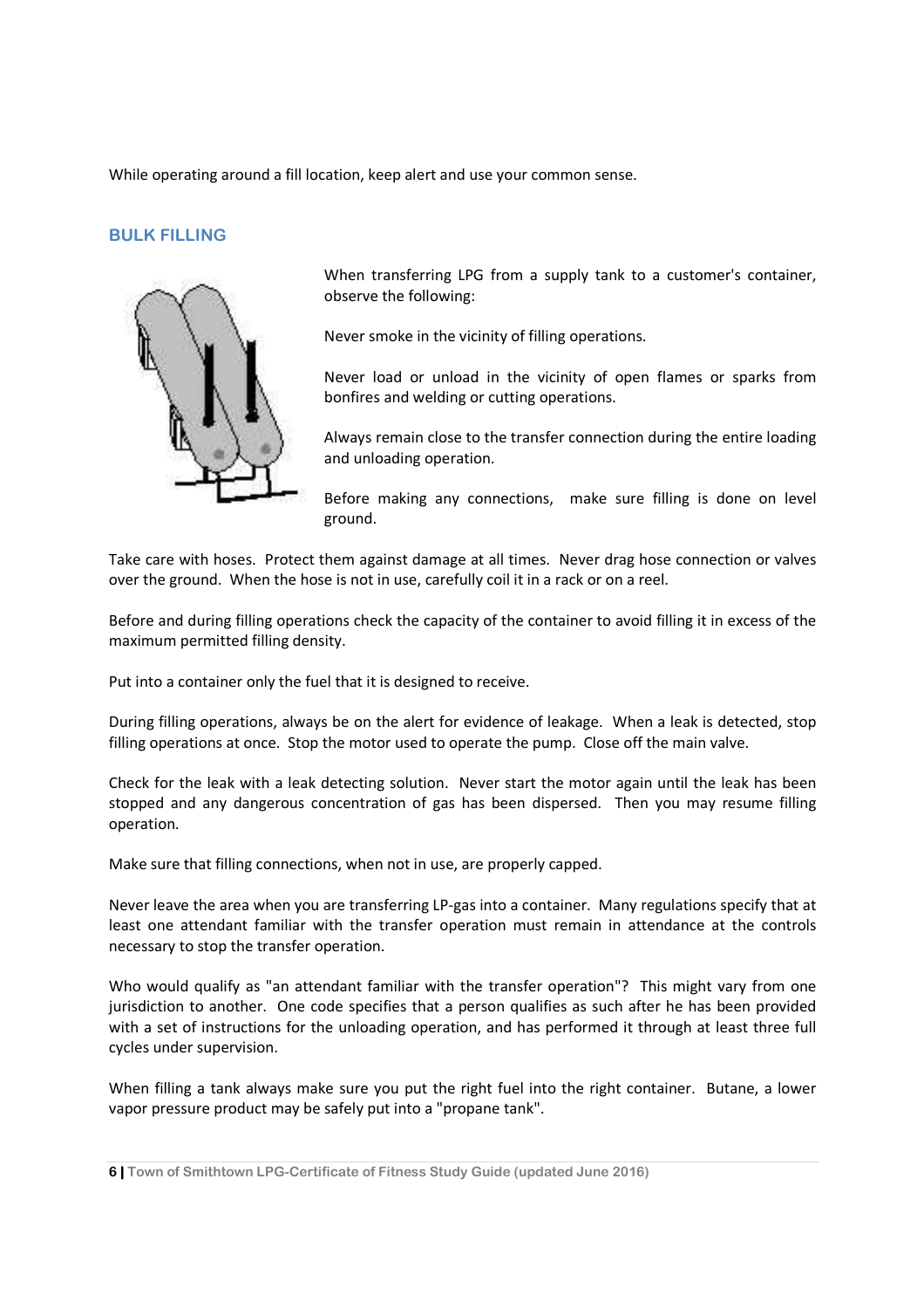While operating around a fill location, keep alert and use your common sense.

## BULK FILLING

When transferring LPG from a supply tank to a customer's container, observe the following:

Never smoke in the vicinity of filling operations.

Never load or unload in the vicinity of open flames or sparks from bonfires and welding or cutting operations.

Always remain close to the transfer connection during the entire loading and unloading operation.

Before making any connections, make sure filling is done on level ground.

Take care with hoses. Protect them against damage at all times. Never drag hose connection or valves over the ground. When the hose is not in use, carefully coil it in a rack or on a reel.

Before and during filling operations check the capacity of the container to avoid filling it in excess of the maximum permitted filling density.

Put into a container only the fuel that it is designed to receive.

During filling operations, always be on the alert for evidence of leakage. When a leak is detected, stop filling operations at once. Stop the motor used to operate the pump. Close off the main valve.

Check for the leak with a leak detecting solution. Never start the motor again until the leak has been stopped and any dangerous concentration of gas has been dispersed. Then you may resume filling operation.

Make sure that filling connections, when not in use, are properly capped.

Never leave the area when you are transferring LP-gas into a container. Many regulations specify that at least one attendant familiar with the transfer operation must remain in attendance at the controls necessary to stop the transfer operation.

Who would qualify as "an attendant familiar with the transfer operation"? This might vary from one jurisdiction to another. One code specifies that a person qualifies as such after he has been provided with a set of instructions for the unloading operation, and has performed it through at least three full cycles under supervision.

When filling a tank always make sure you put the right fuel into the right container. Butane, a lower vapor pressure product may be safely put into a "propane tank".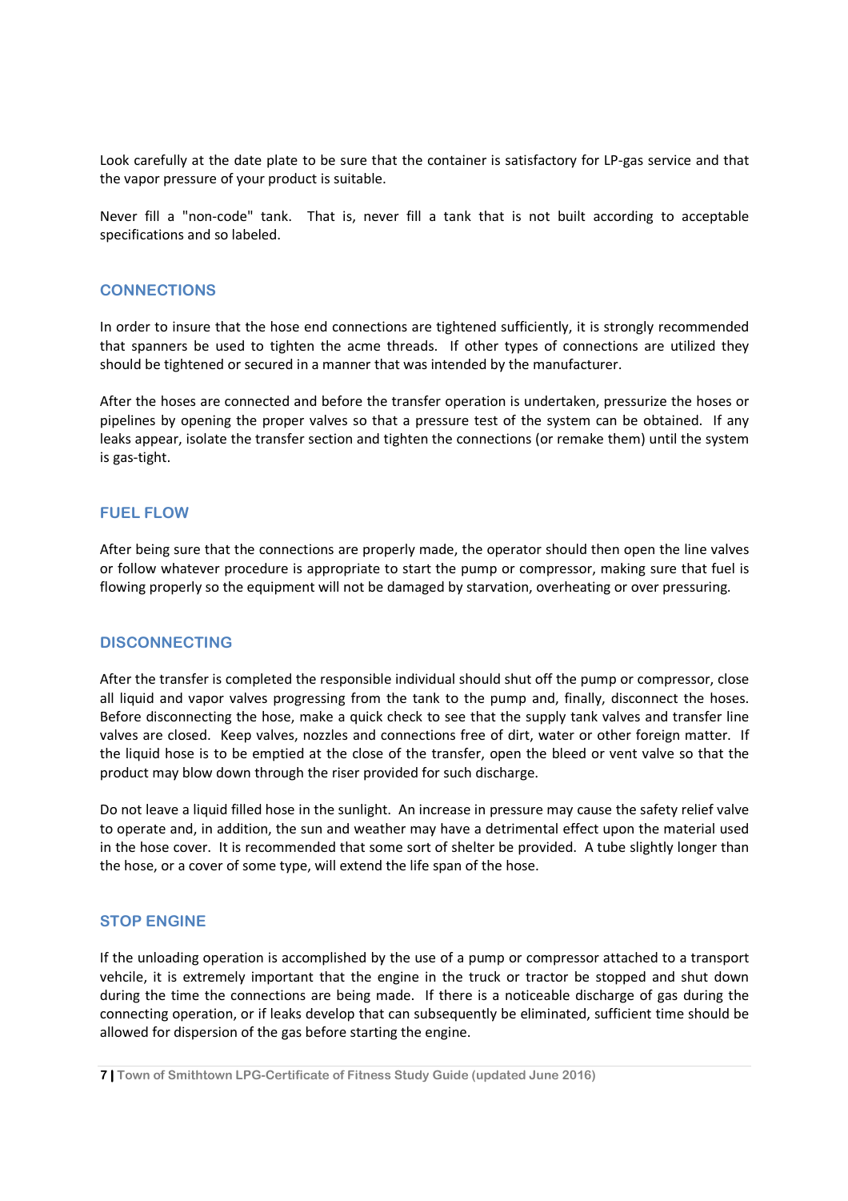Look carefully at the date plate to be sure that the container is satisfactory for LP-gas service and that the vapor pressure of your product is suitable.

Never fill a "non-code" tank. That is, never fill a tank that is not built according to acceptable specifications and so labeled.

## CONNECTIONS

In order to insure that the hose end connections are tightened sufficiently, it is strongly recommended that spanners be used to tighten the acme threads. If other types of connections are utilized they should be tightened or secured in a manner that was intended by the manufacturer.

After the hoses are connected and before the transfer operation is undertaken, pressurize the hoses or pipelines by opening the proper valves so that a pressure test of the system can be obtained. If any leaks appear, isolate the transfer section and tighten the connections (or remake them) until the system is gas-tight.

## FUEL FLOW

After being sure that the connections are properly made, the operator should then open the line valves or follow whatever procedure is appropriate to start the pump or compressor, making sure that fuel is flowing properly so the equipment will not be damaged by starvation, overheating or over pressuring.

## DISCONNECTING

After the transfer is completed the responsible individual should shut off the pump or compressor, close all liquid and vapor valves progressing from the tank to the pump and, finally, disconnect the hoses. Before disconnecting the hose, make a quick check to see that the supply tank valves and transfer line valves are closed. Keep valves, nozzles and connections free of dirt, water or other foreign matter. If the liquid hose is to be emptied at the close of the transfer, open the bleed or vent valve so that the product may blow down through the riser provided for such discharge.

Do not leave a liquid filled hose in the sunlight. An increase in pressure may cause the safety relief valve to operate and, in addition, the sun and weather may have a detrimental effect upon the material used in the hose cover. It is recommended that some sort of shelter be provided. A tube slightly longer than the hose, or a cover of some type, will extend the life span of the hose.

## STOP ENGINE

If the unloading operation is accomplished by the use of a pump or compressor attached to a transport vehcile, it is extremely important that the engine in the truck or tractor be stopped and shut down during the time the connections are being made. If there is a noticeable discharge of gas during the connecting operation, or if leaks develop that can subsequently be eliminated, sufficient time should be allowed for dispersion of the gas before starting the engine.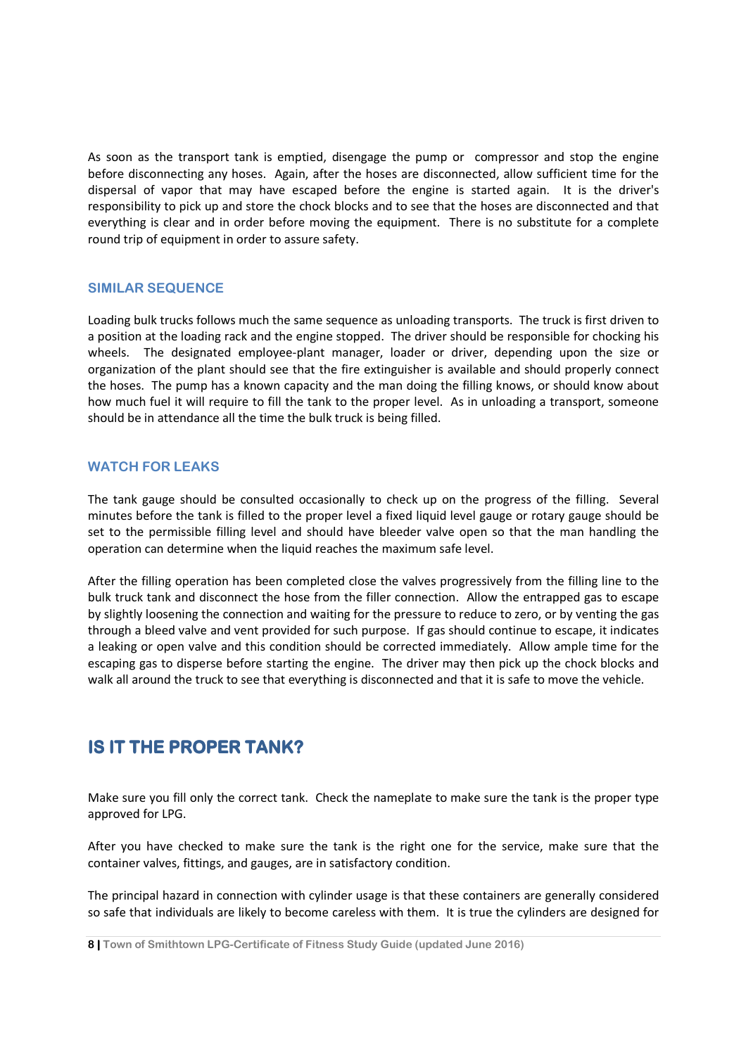As soon as the transport tank is emptied, disengage the pump or compressor and stop the engine before disconnecting any hoses. Again, after the hoses are disconnected, allow sufficient time for the dispersal of vapor that may have escaped before the engine is started again. It is the driver's responsibility to pick up and store the chock blocks and to see that the hoses are disconnected and that everything is clear and in order before moving the equipment. There is no substitute for a complete round trip of equipment in order to assure safety.

### SIMILAR SEQUENCE

Loading bulk trucks follows much the same sequence as unloading transports. The truck is first driven to a position at the loading rack and the engine stopped. The driver should be responsible for chocking his wheels. The designated employee-plant manager, loader or driver, depending upon the size or organization of the plant should see that the fire extinguisher is available and should properly connect the hoses. The pump has a known capacity and the man doing the filling knows, or should know about how much fuel it will require to fill the tank to the proper level. As in unloading a transport, someone should be in attendance all the time the bulk truck is being filled.

### WATCH FOR LEAKS

The tank gauge should be consulted occasionally to check up on the progress of the filling. Several minutes before the tank is filled to the proper level a fixed liquid level gauge or rotary gauge should be set to the permissible filling level and should have bleeder valve open so that the man handling the operation can determine when the liquid reaches the maximum safe level.

After the filling operation has been completed close the valves progressively from the filling line to the bulk truck tank and disconnect the hose from the filler connection. Allow the entrapped gas to escape by slightly loosening the connection and waiting for the pressure to reduce to zero, or by venting the gas through a bleed valve and vent provided for such purpose. If gas should continue to escape, it indicates a leaking or open valve and this condition should be corrected immediately. Allow ample time for the escaping gas to disperse before starting the engine. The driver may then pick up the chock blocks and walk all around the truck to see that everything is disconnected and that it is safe to move the vehicle.

## IS IT THE PROPER TANK?

Make sure you fill only the correct tank. Check the nameplate to make sure the tank is the proper type approved for LPG.

After you have checked to make sure the tank is the right one for the service, make sure that the container valves, fittings, and gauges, are in satisfactory condition.

The principal hazard in connection with cylinder usage is that these containers are generally considered so safe that individuals are likely to become careless with them. It is true the cylinders are designed for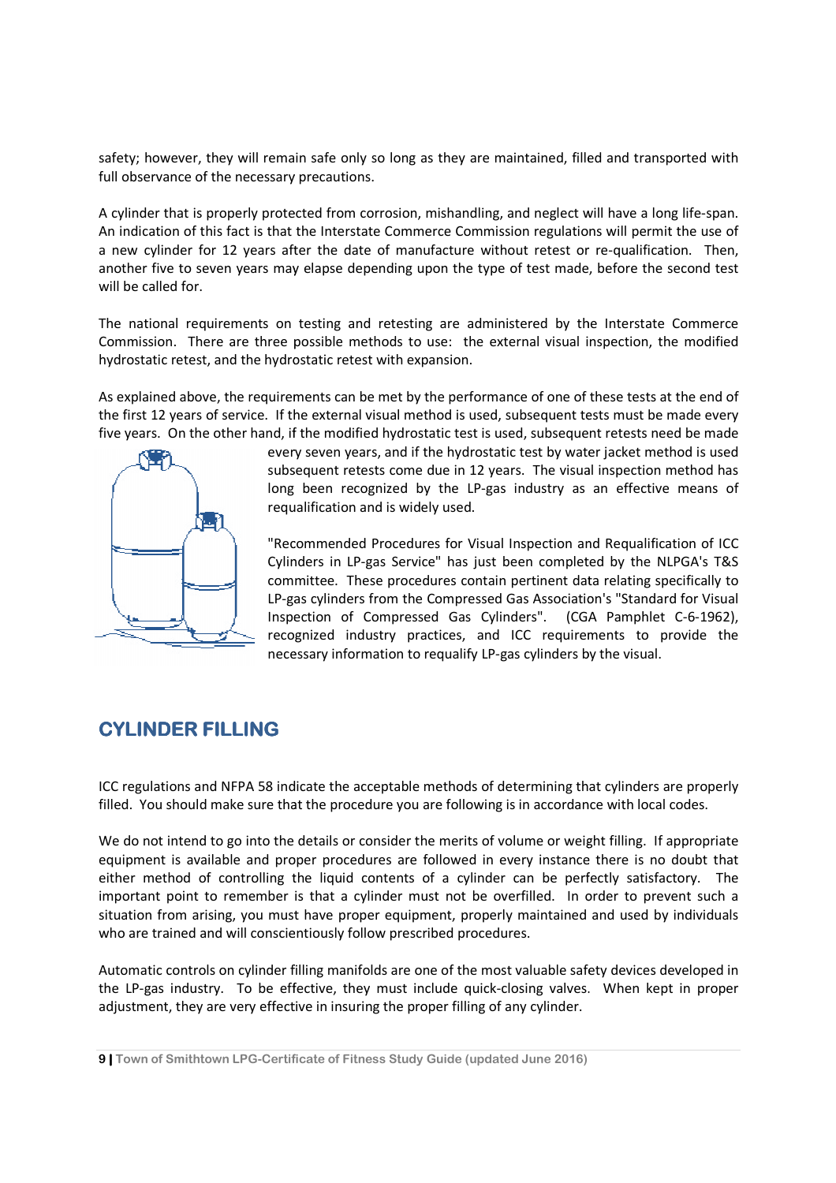safety; however, they will remain safe only so long as they are maintained, filled and transported with full observance of the necessary precautions.

A cylinder that is properly protected from corrosion, mishandling, and neglect will have a long life-span. An indication of this fact is that the Interstate Commerce Commission regulations will permit the use of a new cylinder for 12 years after the date of manufacture without retest or re-qualification. Then, another five to seven years may elapse depending upon the type of test made, before the second test will be called for.

The national requirements on testing and retesting are administered by the Interstate Commerce Commission. There are three possible methods to use: the external visual inspection, the modified hydrostatic retest, and the hydrostatic retest with expansion.

As explained above, the requirements can be met by the performance of one of these tests at the end of the first 12 years of service. If the external visual method is used, subsequent tests must be made every five years. On the other hand, if the modified hydrostatic test is used, subsequent retests need be made every seven years, and if the hydrostatic test by water jacket method is used subsequent retests come due in 12 years. The visual inspection method has long been recognized by the LP-gas industry as an effective means of requalification and is widely used.

"Recommended Procedures for Visual Inspection and Requalification of ICC Cylinders in LP-gas Service" has just been completed by the NLPGA's T&S committee. These procedures contain pertinent data relating specifically to LP-gas cylinders from the Compressed Gas Association's "Standard for Visual Inspection of Compressed Gas Cylinders". (CGA Pamphlet C-6-1962), recognized industry practices, and ICC requirements to provide the necessary information to requalify LP-gas cylinders by the visual.

## CYLINDER FILLING

ICC regulations and NFPA 58 indicate the acceptable methods of determining that cylinders are properly filled. You should make sure that the procedure you are following is in accordance with local codes.

We do not intend to go into the details or consider the merits of volume or weight filling. If appropriate equipment is available and proper procedures are followed in every instance there is no doubt that either method of controlling the liquid contents of a cylinder can be perfectly satisfactory. The important point to remember is that a cylinder must not be overfilled. In order to prevent such a situation from arising, you must have proper equipment, properly maintained and used by individuals who are trained and will conscientiously follow prescribed procedures.

Automatic controls on cylinder filling manifolds are one of the most valuable safety devices developed in the LP-gas industry. To be effective, they must include quick-closing valves. When kept in proper adjustment, they are very effective in insuring the proper filling of any cylinder.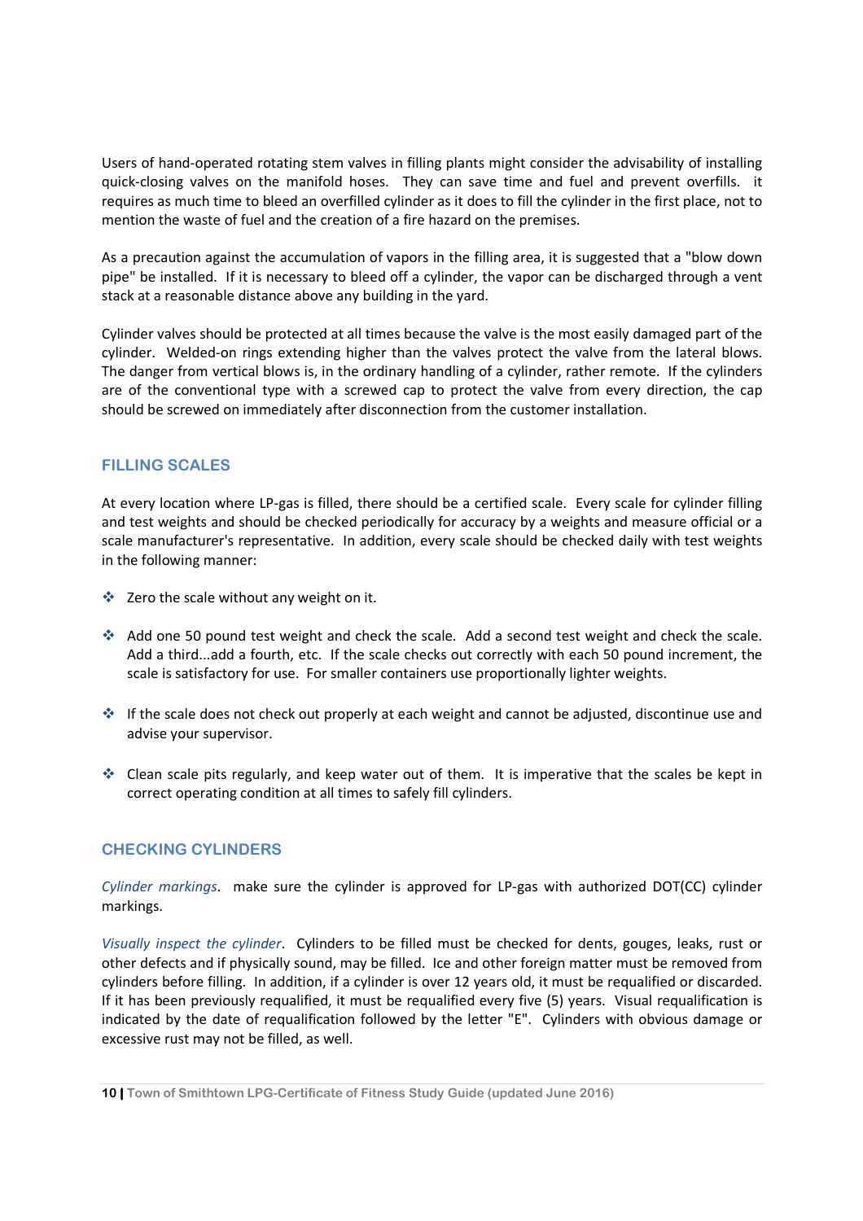Users of hand-operated rotating stem valves in filling plants might consider the advisability of installing quick-closing valves on the manifold hoses. They can save time and fuel and prevent overfills. it requires as much time to bleed an overfilled cylinder as it does to fill the cylinder in the first place, not to mention the waste of fuel and the creation of a fire hazard on the premises.

As a precaution against the accumulation of vapors in the filling area, it is suggested that a "blow down pipe" be installed. If it is necessary to bleed off a cylinder, the vapor can be discharged through a vent stack at a reasonable distance above any building in the yard.

Cylinder valves should be protected at all times because the valve is the most easily damaged part of the cylinder. Welded-on rings extending higher than the valves protect the valve from the lateral blows. The danger from vertical blows is, in the ordinary handling of a cylinder, rather remote. If the cylinders are of the conventional type with a screwed cap to protect the valve from every direction, the cap should be screwed on immediately after disconnection from the customer installation.

## FILLING SCALES

At every location where LP-gas is filled, there should be a certified scale. Every scale for cylinder filling and test weights and should be checked periodically for accuracy by a weights and measure official or a scale manufacturer's representative. In addition, every scale should be checked daily with test weights in the following manner:

- Zero the scale without any weight on it.
- Add one 50 pound test weight and check the scale. Add a second test weight and check the scale. Add a third...add a fourth, etc. If the scale checks out correctly with each 50 pound increment, the scale is satisfactory for use. For smaller containers use proportionally lighter weights.
- If the scale does not check out properly at each weight and cannot be adjusted, discontinue use and advise your supervisor.
- Clean scale pits regularly, and keep water out of them. It is imperative that the scales be kept in correct operating condition at all times to safely fill cylinders.

## CHECKING CYLINDERS

*Cylinder markings*. make sure the cylinder is approved for LP-gas with authorized DOT(CC) cylinder markings.

*Visually inspect the cylinder*. Cylinders to be filled must be checked for dents, gouges, leaks, rust or other defects and if physically sound, may be filled. Ice and other foreign matter must be removed from cylinders before filling. In addition, if a cylinder is over 12 years old, it must be requalified or discarded. If it has been previously requalified, it must be requalified every five (5) years. Visual requalification is indicated by the date of requalification followed by the letter "E". Cylinders with obvious damage or excessive rust may not be filled, as well.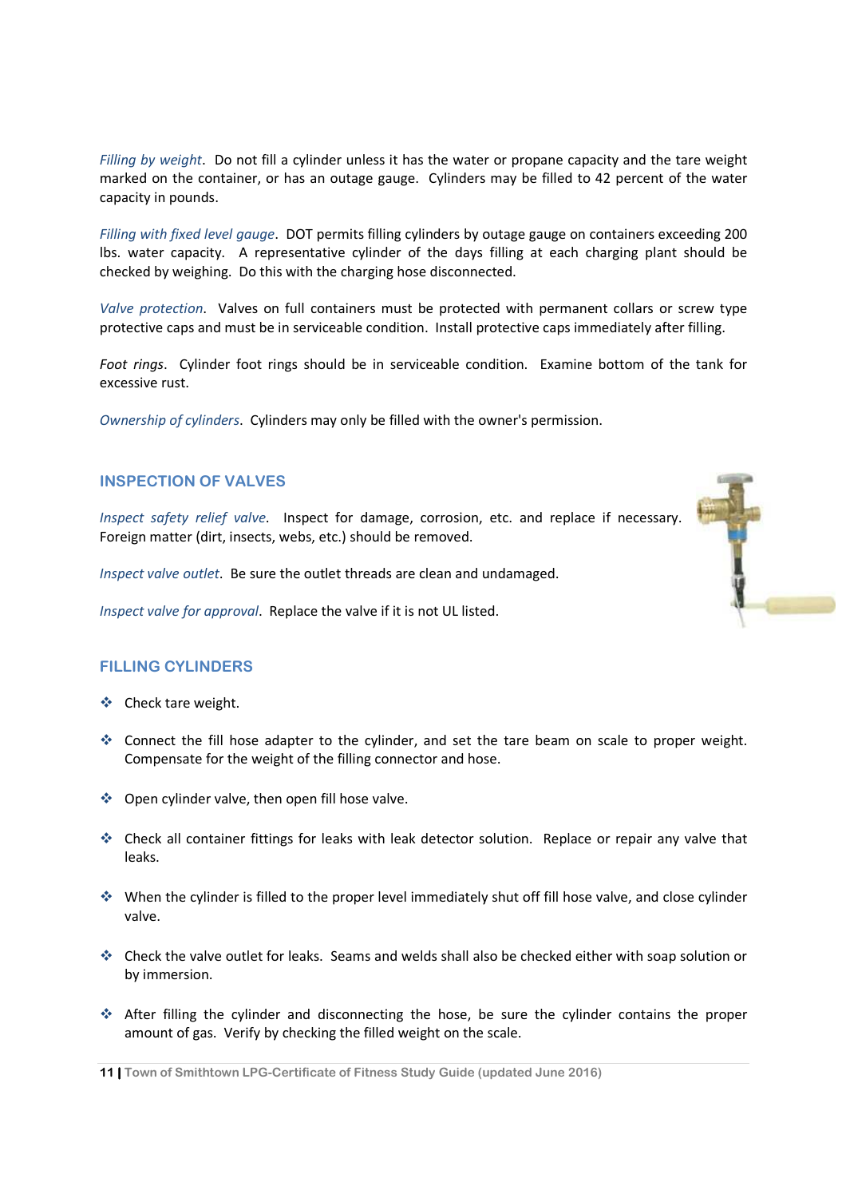*Filling by weight*. Do not fill a cylinder unless it has the water or propane capacity and the tare weight marked on the container, or has an outage gauge. Cylinders may be filled to 42 percent of the water capacity in pounds.

*Filling with fixed level gauge*. DOT permits filling cylinders by outage gauge on containers exceeding 200 lbs. water capacity. A representative cylinder of the days filling at each charging plant should be checked by weighing. Do this with the charging hose disconnected.

*Valve protection*. Valves on full containers must be protected with permanent collars or screw type protective caps and must be in serviceable condition. Install protective caps immediately after filling.

*Foot rings*. Cylinder foot rings should be in serviceable condition. Examine bottom of the tank for excessive rust.

*Ownership of cylinders*. Cylinders may only be filled with the owner's permission.

## INSPECTION OF VALVES

*Inspect safety relief valve*. Inspect for damage, corrosion, etc. and replace if necessary. Foreign matter (dirt, insects, webs, etc.) should be removed.

*Inspect valve outlet*. Be sure the outlet threads are clean and undamaged.

*Inspect valve for approval*. Replace the valve if it is not UL listed.

## FILLING CYLINDERS

- Check tare weight.
- Connect the fill hose adapter to the cylinder, and set the tare beam on scale to proper weight. Compensate for the weight of the filling connector and hose.
- Open cylinder valve, then open fill hose valve.
- Check all container fittings for leaks with leak detector solution. Replace or repair any valve that leaks.
- When the cylinder is filled to the proper level immediately shut off fill hose valve, and close cylinder valve.
- Check the valve outlet for leaks. Seams and welds shall also be checked either with soap solution or by immersion.
- After filling the cylinder and disconnecting the hose, be sure the cylinder contains the proper amount of gas. Verify by checking the filled weight on the scale.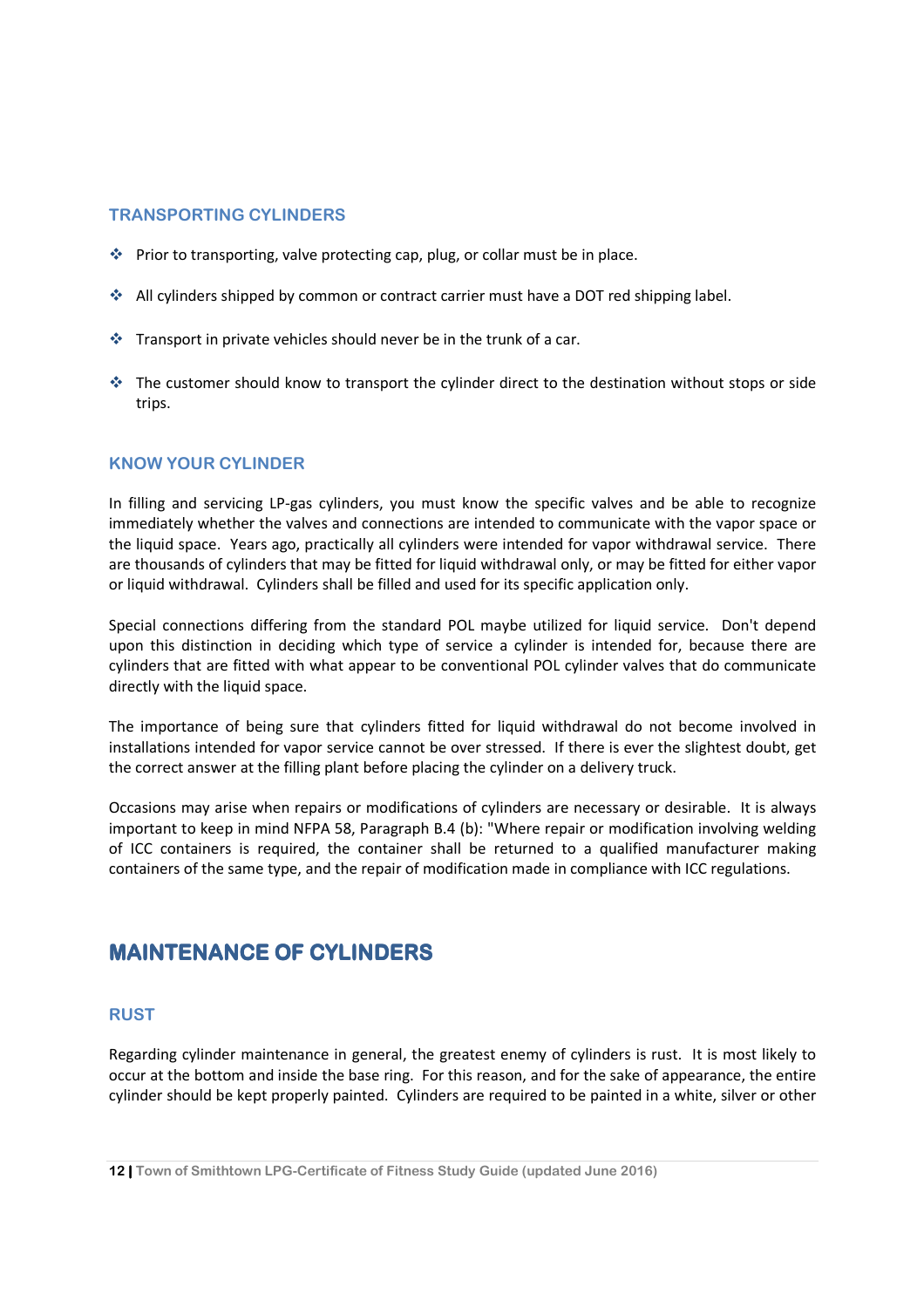### TRANSPORTING CYLINDERS

- Prior to transporting, valve protecting cap, plug, or collar must be in place.
- All cylinders shipped by common or contract carrier must have a DOT red shipping label.
- Transport in private vehicles should never be in the trunk of a car.
- The customer should know to transport the cylinder direct to the destination without stops or side trips.

### KNOW YOUR CYLINDER

In filling and servicing LP-gas cylinders, you must know the specific valves and be able to recognize immediately whether the valves and connections are intended to communicate with the vapor space or the liquid space. Years ago, practically all cylinders were intended for vapor withdrawal service. There are thousands of cylinders that may be fitted for liquid withdrawal only, or may be fitted for either vapor or liquid withdrawal. Cylinders shall be filled and used for its specific application only.

Special connections differing from the standard POL maybe utilized for liquid service. Don't depend upon this distinction in deciding which type of service a cylinder is intended for, because there are cylinders that are fitted with what appear to be conventional POL cylinder valves that do communicate directly with the liquid space.

The importance of being sure that cylinders fitted for liquid withdrawal do not become involved in installations intended for vapor service cannot be over stressed. If there is ever the slightest doubt, get the correct answer at the filling plant before placing the cylinder on a delivery truck.

Occasions may arise when repairs or modifications of cylinders are necessary or desirable. It is always important to keep in mind NFPA 58, Paragraph B.4 (b): "Where repair or modification involving welding of ICC containers is required, the container shall be returned to a qualified manufacturer making containers of the same type, and the repair of modification made in compliance with ICC regulations.

## MAINTENANCE OF CYLINDERS

### RUST

Regarding cylinder maintenance in general, the greatest enemy of cylinders is rust. It is most likely to occur at the bottom and inside the base ring. For this reason, and for the sake of appearance, the entire cylinder should be kept properly painted. Cylinders are required to be painted in a white, silver or other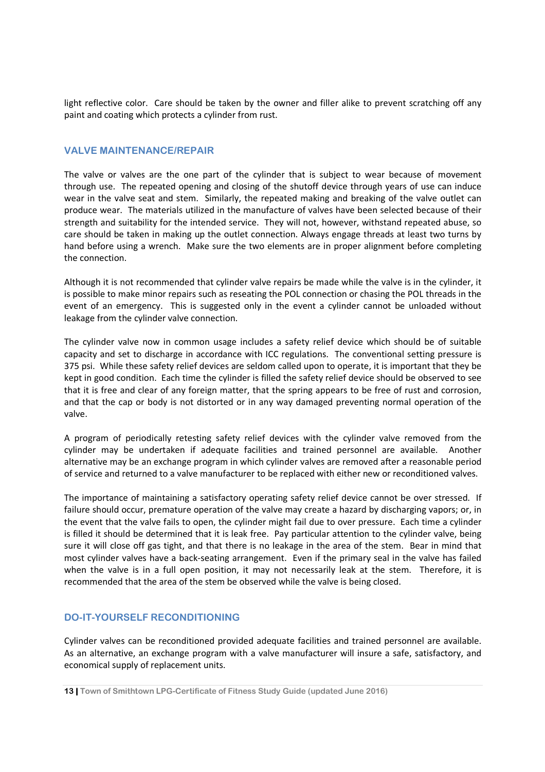light reflective color. Care should be taken by the owner and filler alike to prevent scratching off any paint and coating which protects a cylinder from rust.

## VALVE MAINTENANCE/REPAIR

The valve or valves are the one part of the cylinder that is subject to wear because of movement through use. The repeated opening and closing of the shutoff device through years of use can induce wear in the valve seat and stem. Similarly, the repeated making and breaking of the valve outlet can produce wear. The materials utilized in the manufacture of valves have been selected because of their strength and suitability for the intended service. They will not, however, withstand repeated abuse, so care should be taken in making up the outlet connection. Always engage threads at least two turns by hand before using a wrench. Make sure the two elements are in proper alignment before completing the connection.

Although it is not recommended that cylinder valve repairs be made while the valve is in the cylinder, it is possible to make minor repairs such as reseating the POL connection or chasing the POL threads in the event of an emergency. This is suggested only in the event a cylinder cannot be unloaded without leakage from the cylinder valve connection.

The cylinder valve now in common usage includes a safety relief device which should be of suitable capacity and set to discharge in accordance with ICC regulations. The conventional setting pressure is 375 psi. While these safety relief devices are seldom called upon to operate, it is important that they be kept in good condition. Each time the cylinder is filled the safety relief device should be observed to see that it is free and clear of any foreign matter, that the spring appears to be free of rust and corrosion, and that the cap or body is not distorted or in any way damaged preventing normal operation of the valve.

A program of periodically retesting safety relief devices with the cylinder valve removed from the cylinder may be undertaken if adequate facilities and trained personnel are available. Another alternative may be an exchange program in which cylinder valves are removed after a reasonable period of service and returned to a valve manufacturer to be replaced with either new or reconditioned valves.

The importance of maintaining a satisfactory operating safety relief device cannot be over stressed. If failure should occur, premature operation of the valve may create a hazard by discharging vapors; or, in the event that the valve fails to open, the cylinder might fail due to over pressure. Each time a cylinder is filled it should be determined that it is leak free. Pay particular attention to the cylinder valve, being sure it will close off gas tight, and that there is no leakage in the area of the stem. Bear in mind that most cylinder valves have a back-seating arrangement. Even if the primary seal in the valve has failed when the valve is in a full open position, it may not necessarily leak at the stem. Therefore, it is recommended that the area of the stem be observed while the valve is being closed.

## DO-IT-YOURSELF RECONDITIONING

Cylinder valves can be reconditioned provided adequate facilities and trained personnel are available. As an alternative, an exchange program with a valve manufacturer will insure a safe, satisfactory, and economical supply of replacement units.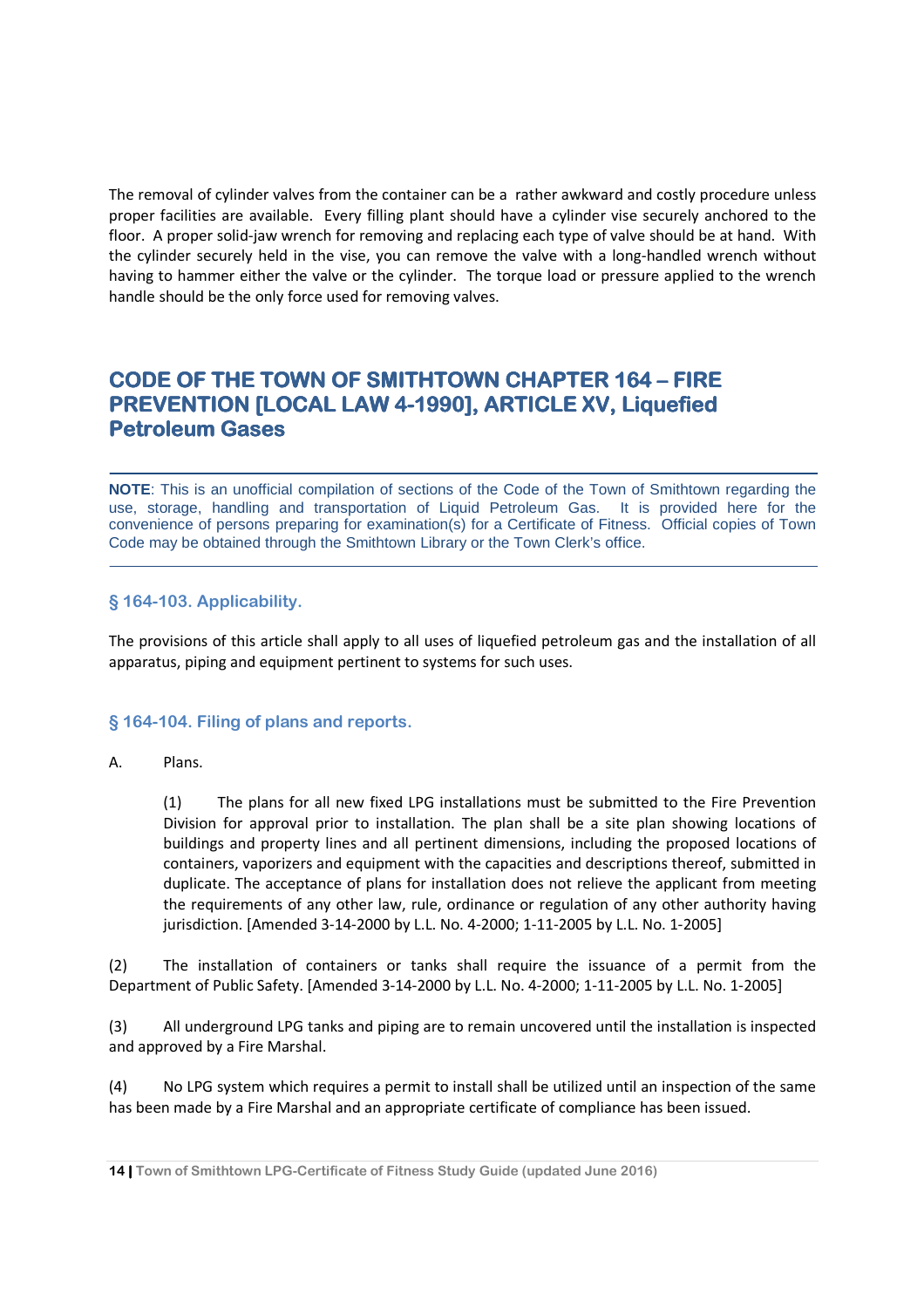The removal of cylinder valves from the container can be a rather awkward and costly procedure unless proper facilities are available. Every filling plant should have a cylinder vise securely anchored to the floor. A proper solid-jaw wrench for removing and replacing each type of valve should be at hand. With the cylinder securely held in the vise, you can remove the valve with a long-handled wrench without having to hammer either the valve or the cylinder. The torque load or pressure applied to the wrench handle should be the only force used for removing valves.

## CODE OF THE TOWN OF SMITHTOWN CHAPTER 164 – FIRE PREVENTION [LOCAL LAW 4-1990], ARTICLE XV, Liquefied Petroleum Gases

---

**NOTE**: This is an unofficial compilation of sections of the Code of the Town of Smithtown regarding the use, storage, handling and transportation of Liquid Petroleum Gas. It is provided here for the convenience of persons preparing for examination(s) for a Certificate of Fitness. Official copies of Town Code may be obtained through the Smithtown Library or the Town Clerk's office.

---

### § 164-103. Applicability.

The provisions of this article shall apply to all uses of liquefied petroleum gas and the installation of all apparatus, piping and equipment pertinent to systems for such uses.

### § 164-104. Filing of plans and reports.

A. Plans.

(1) The plans for all new fixed LPG installations must be submitted to the Fire Prevention Division for approval prior to installation. The plan shall be a site plan showing locations of buildings and property lines and all pertinent dimensions, including the proposed locations of containers, vaporizers and equipment with the capacities and descriptions thereof, submitted in duplicate. The acceptance of plans for installation does not relieve the applicant from meeting the requirements of any other law, rule, ordinance or regulation of any other authority having jurisdiction. [Amended 3-14-2000 by L.L. No. 4-2000; 1-11-2005 by L.L. No. 1-2005]

(2) The installation of containers or tanks shall require the issuance of a permit from the Department of Public Safety. [Amended 3-14-2000 by L.L. No. 4-2000; 1-11-2005 by L.L. No. 1-2005]

(3) All underground LPG tanks and piping are to remain uncovered until the installation is inspected and approved by a Fire Marshal.

(4) No LPG system which requires a permit to install shall be utilized until an inspection of the same has been made by a Fire Marshal and an appropriate certificate of compliance has been issued.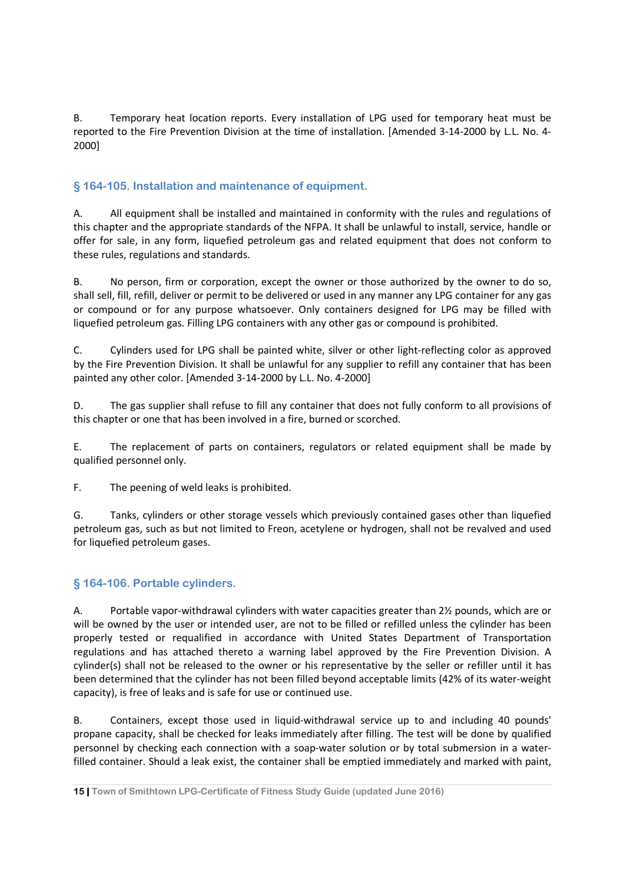B. Temporary heat location reports. Every installation of LPG used for temporary heat must be reported to the Fire Prevention Division at the time of installation. [Amended 3-14-2000 by L.L. No. 4-2000]

## § 164-105. Installation and maintenance of equipment.

A. All equipment shall be installed and maintained in conformity with the rules and regulations of this chapter and the appropriate standards of the NFPA. It shall be unlawful to install, service, handle or offer for sale, in any form, liquefied petroleum gas and related equipment that does not conform to these rules, regulations and standards.

B. No person, firm or corporation, except the owner or those authorized by the owner to do so, shall sell, fill, refill, deliver or permit to be delivered or used in any manner any LPG container for any gas or compound or for any purpose whatsoever. Only containers designed for LPG may be filled with liquefied petroleum gas. Filling LPG containers with any other gas or compound is prohibited.

C. Cylinders used for LPG shall be painted white, silver or other light-reflecting color as approved by the Fire Prevention Division. It shall be unlawful for any supplier to refill any container that has been painted any other color. [Amended 3-14-2000 by L.L. No. 4-2000]

D. The gas supplier shall refuse to fill any container that does not fully conform to all provisions of this chapter or one that has been involved in a fire, burned or scorched.

E. The replacement of parts on containers, regulators or related equipment shall be made by qualified personnel only.

F. The peening of weld leaks is prohibited.

G. Tanks, cylinders or other storage vessels which previously contained gases other than liquefied petroleum gas, such as but not limited to Freon, acetylene or hydrogen, shall not be revalved and used for liquefied petroleum gases.

## § 164-106. Portable cylinders.

A. Portable vapor-withdrawal cylinders with water capacities greater than 2½ pounds, which are or will be owned by the user or intended user, are not to be filled or refilled unless the cylinder has been properly tested or requalified in accordance with United States Department of Transportation regulations and has attached thereto a warning label approved by the Fire Prevention Division. A cylinder(s) shall not be released to the owner or his representative by the seller or refiller until it has been determined that the cylinder has not been filled beyond acceptable limits (42% of its water-weight capacity), is free of leaks and is safe for use or continued use.

B. Containers, except those used in liquid-withdrawal service up to and including 40 pounds' propane capacity, shall be checked for leaks immediately after filling. The test will be done by qualified personnel by checking each connection with a soap-water solution or by total submersion in a water-filled container. Should a leak exist, the container shall be emptied immediately and marked with paint,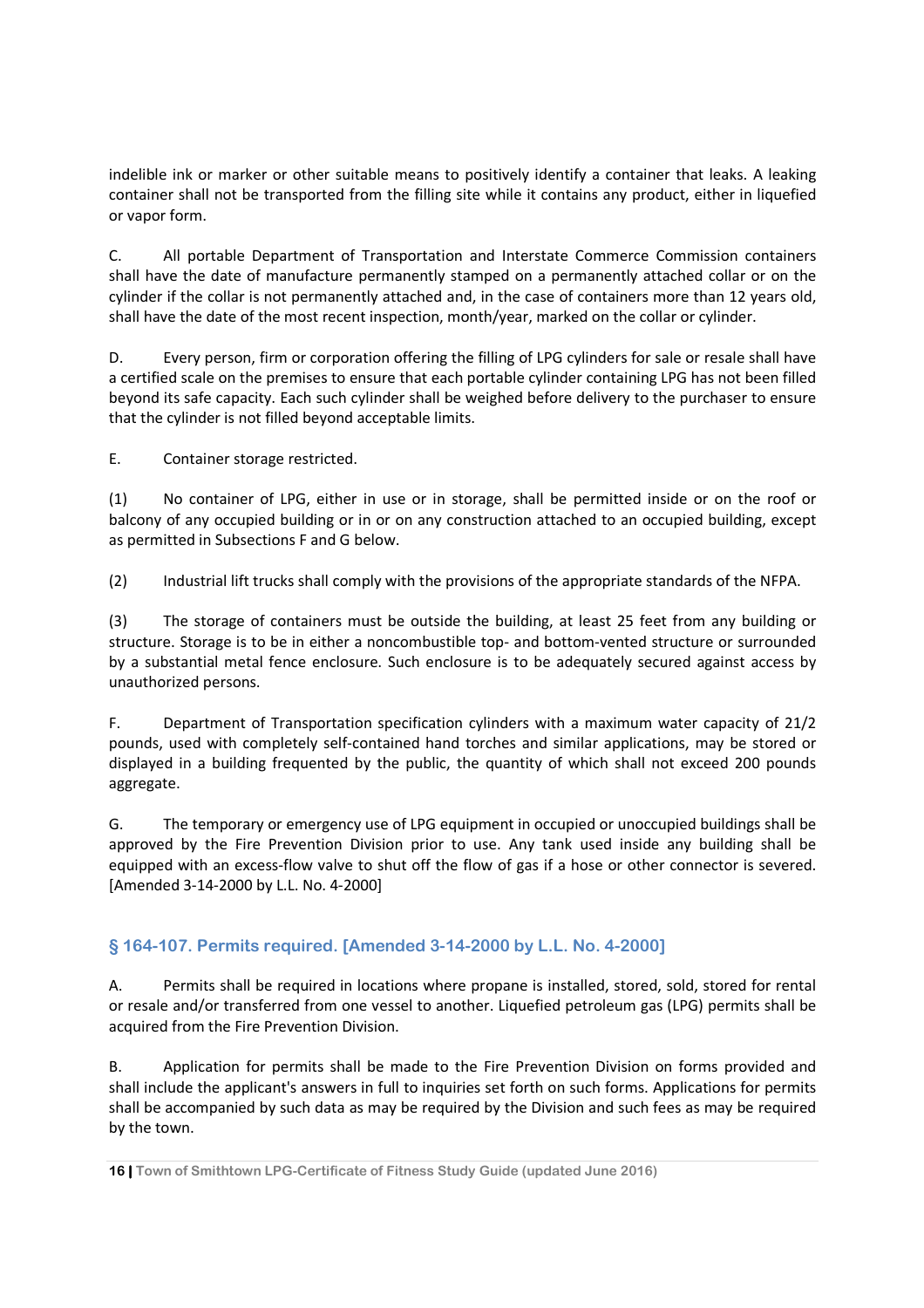indelible ink or marker or other suitable means to positively identify a container that leaks. A leaking container shall not be transported from the filling site while it contains any product, either in liquefied or vapor form.

C. All portable Department of Transportation and Interstate Commerce Commission containers shall have the date of manufacture permanently stamped on a permanently attached collar or on the cylinder if the collar is not permanently attached and, in the case of containers more than 12 years old, shall have the date of the most recent inspection, month/year, marked on the collar or cylinder.

D. Every person, firm or corporation offering the filling of LPG cylinders for sale or resale shall have a certified scale on the premises to ensure that each portable cylinder containing LPG has not been filled beyond its safe capacity. Each such cylinder shall be weighed before delivery to the purchaser to ensure that the cylinder is not filled beyond acceptable limits.

E. Container storage restricted.

(1) No container of LPG, either in use or in storage, shall be permitted inside or on the roof or balcony of any occupied building or in or on any construction attached to an occupied building, except as permitted in Subsections F and G below.

(2) Industrial lift trucks shall comply with the provisions of the appropriate standards of the NFPA.

(3) The storage of containers must be outside the building, at least 25 feet from any building or structure. Storage is to be in either a noncombustible top- and bottom-vented structure or surrounded by a substantial metal fence enclosure. Such enclosure is to be adequately secured against access by unauthorized persons.

F. Department of Transportation specification cylinders with a maximum water capacity of 21/2 pounds, used with completely self-contained hand torches and similar applications, may be stored or displayed in a building frequented by the public, the quantity of which shall not exceed 200 pounds aggregate.

G. The temporary or emergency use of LPG equipment in occupied or unoccupied buildings shall be approved by the Fire Prevention Division prior to use. Any tank used inside any building shall be equipped with an excess-flow valve to shut off the flow of gas if a hose or other connector is severed. [Amended 3-14-2000 by L.L. No. 4-2000]

## § 164-107. Permits required. [Amended 3-14-2000 by L.L. No. 4-2000]

A. Permits shall be required in locations where propane is installed, stored, sold, stored for rental or resale and/or transferred from one vessel to another. Liquefied petroleum gas (LPG) permits shall be acquired from the Fire Prevention Division.

B. Application for permits shall be made to the Fire Prevention Division on forms provided and shall include the applicant's answers in full to inquiries set forth on such forms. Applications for permits shall be accompanied by such data as may be required by the Division and such fees as may be required by the town.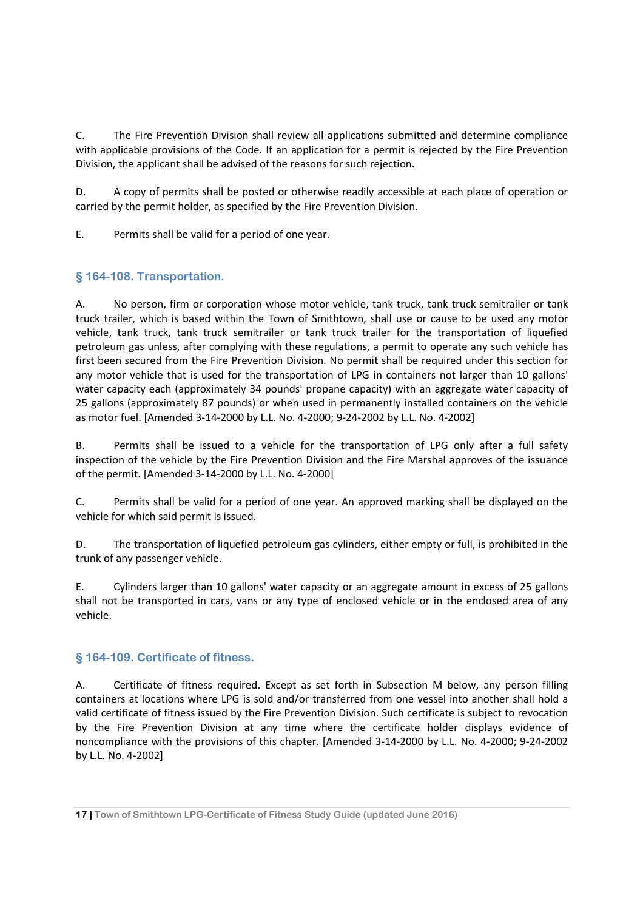C. The Fire Prevention Division shall review all applications submitted and determine compliance with applicable provisions of the Code. If an application for a permit is rejected by the Fire Prevention Division, the applicant shall be advised of the reasons for such rejection.

D. A copy of permits shall be posted or otherwise readily accessible at each place of operation or carried by the permit holder, as specified by the Fire Prevention Division.

E. Permits shall be valid for a period of one year.

## § 164-108. Transportation.

A. No person, firm or corporation whose motor vehicle, tank truck, tank truck semitrailer or tank truck trailer, which is based within the Town of Smithtown, shall use or cause to be used any motor vehicle, tank truck, tank truck semitrailer or tank truck trailer for the transportation of liquefied petroleum gas unless, after complying with these regulations, a permit to operate any such vehicle has first been secured from the Fire Prevention Division. No permit shall be required under this section for any motor vehicle that is used for the transportation of LPG in containers not larger than 10 gallons' water capacity each (approximately 34 pounds' propane capacity) with an aggregate water capacity of 25 gallons (approximately 87 pounds) or when used in permanently installed containers on the vehicle as motor fuel. [Amended 3-14-2000 by L.L. No. 4-2000; 9-24-2002 by L.L. No. 4-2002]

B. Permits shall be issued to a vehicle for the transportation of LPG only after a full safety inspection of the vehicle by the Fire Prevention Division and the Fire Marshal approves of the issuance of the permit. [Amended 3-14-2000 by L.L. No. 4-2000]

C. Permits shall be valid for a period of one year. An approved marking shall be displayed on the vehicle for which said permit is issued.

D. The transportation of liquefied petroleum gas cylinders, either empty or full, is prohibited in the trunk of any passenger vehicle.

E. Cylinders larger than 10 gallons' water capacity or an aggregate amount in excess of 25 gallons shall not be transported in cars, vans or any type of enclosed vehicle or in the enclosed area of any vehicle.

## § 164-109. Certificate of fitness.

A. Certificate of fitness required. Except as set forth in Subsection M below, any person filling containers at locations where LPG is sold and/or transferred from one vessel into another shall hold a valid certificate of fitness issued by the Fire Prevention Division. Such certificate is subject to revocation by the Fire Prevention Division at any time where the certificate holder displays evidence of noncompliance with the provisions of this chapter. [Amended 3-14-2000 by L.L. No. 4-2000; 9-24-2002 by L.L. No. 4-2002]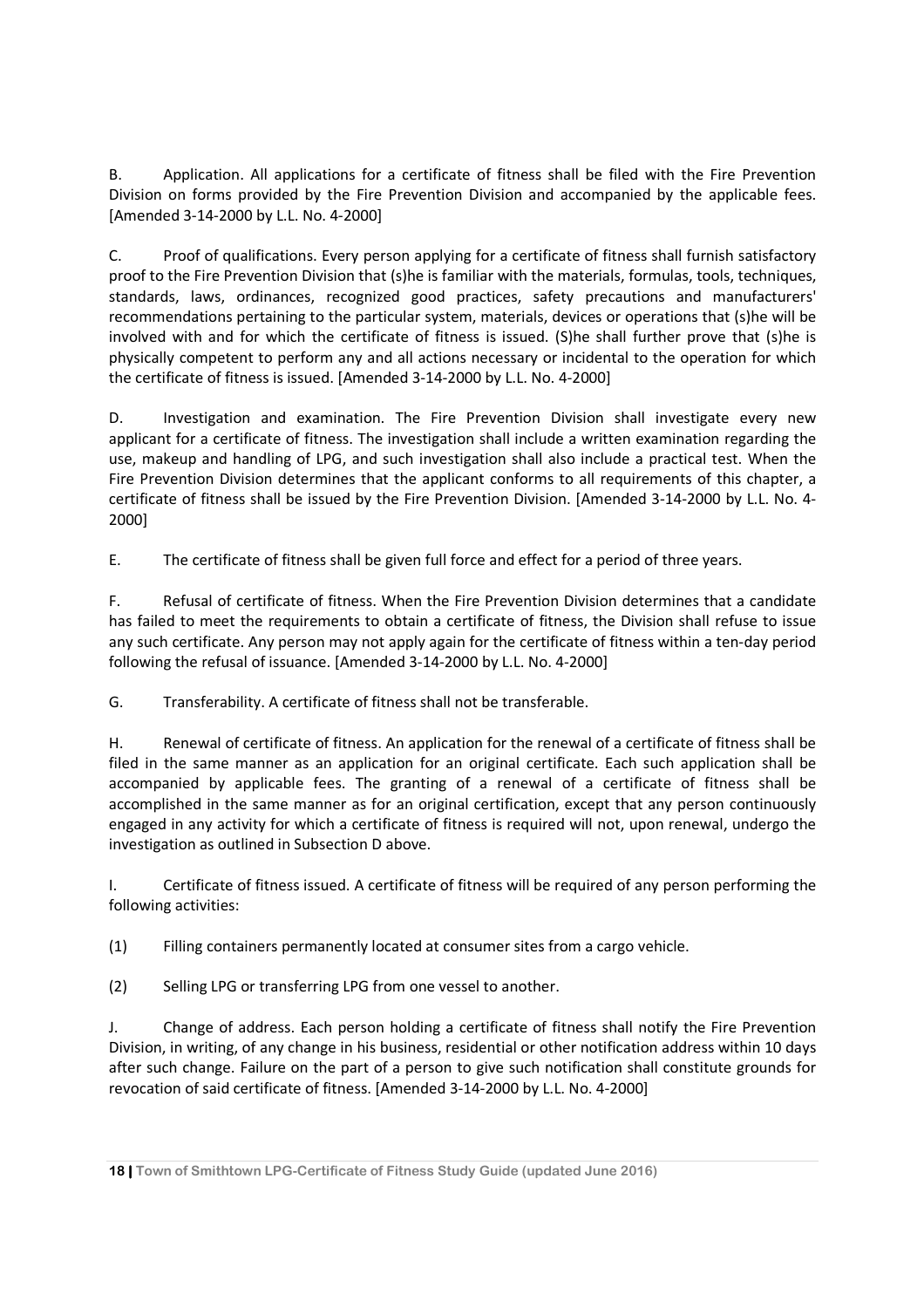B. Application. All applications for a certificate of fitness shall be filed with the Fire Prevention Division on forms provided by the Fire Prevention Division and accompanied by the applicable fees. [Amended 3-14-2000 by L.L. No. 4-2000]

C. Proof of qualifications. Every person applying for a certificate of fitness shall furnish satisfactory proof to the Fire Prevention Division that (s)he is familiar with the materials, formulas, tools, techniques, standards, laws, ordinances, recognized good practices, safety precautions and manufacturers' recommendations pertaining to the particular system, materials, devices or operations that (s)he will be involved with and for which the certificate of fitness is issued. (S)he shall further prove that (s)he is physically competent to perform any and all actions necessary or incidental to the operation for which the certificate of fitness is issued. [Amended 3-14-2000 by L.L. No. 4-2000]

D. Investigation and examination. The Fire Prevention Division shall investigate every new applicant for a certificate of fitness. The investigation shall include a written examination regarding the use, makeup and handling of LPG, and such investigation shall also include a practical test. When the Fire Prevention Division determines that the applicant conforms to all requirements of this chapter, a certificate of fitness shall be issued by the Fire Prevention Division. [Amended 3-14-2000 by L.L. No. 4-2000]

E. The certificate of fitness shall be given full force and effect for a period of three years.

F. Refusal of certificate of fitness. When the Fire Prevention Division determines that a candidate has failed to meet the requirements to obtain a certificate of fitness, the Division shall refuse to issue any such certificate. Any person may not apply again for the certificate of fitness within a ten-day period following the refusal of issuance. [Amended 3-14-2000 by L.L. No. 4-2000]

G. Transferability. A certificate of fitness shall not be transferable.

H. Renewal of certificate of fitness. An application for the renewal of a certificate of fitness shall be filed in the same manner as an application for an original certificate. Each such application shall be accompanied by applicable fees. The granting of a renewal of a certificate of fitness shall be accomplished in the same manner as for an original certification, except that any person continuously engaged in any activity for which a certificate of fitness is required will not, upon renewal, undergo the investigation as outlined in Subsection D above.

I. Certificate of fitness issued. A certificate of fitness will be required of any person performing the following activities:

(1) Filling containers permanently located at consumer sites from a cargo vehicle.

(2) Selling LPG or transferring LPG from one vessel to another.

J. Change of address. Each person holding a certificate of fitness shall notify the Fire Prevention Division, in writing, of any change in his business, residential or other notification address within 10 days after such change. Failure on the part of a person to give such notification shall constitute grounds for revocation of said certificate of fitness. [Amended 3-14-2000 by L.L. No. 4-2000]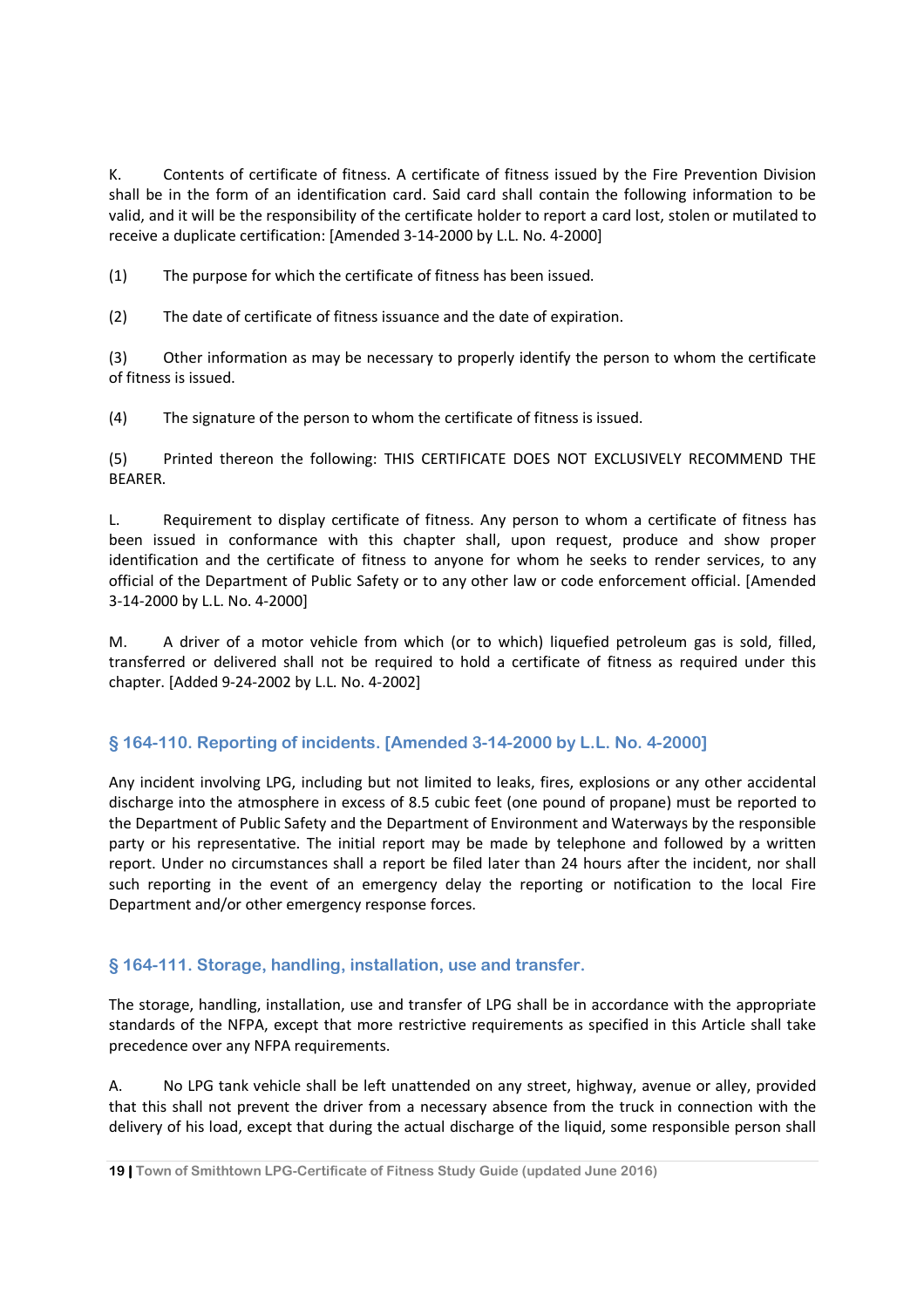K. Contents of certificate of fitness. A certificate of fitness issued by the Fire Prevention Division shall be in the form of an identification card. Said card shall contain the following information to be valid, and it will be the responsibility of the certificate holder to report a card lost, stolen or mutilated to receive a duplicate certification: [Amended 3-14-2000 by L.L. No. 4-2000]

(1) The purpose for which the certificate of fitness has been issued.

(2) The date of certificate of fitness issuance and the date of expiration.

(3) Other information as may be necessary to properly identify the person to whom the certificate of fitness is issued.

(4) The signature of the person to whom the certificate of fitness is issued.

(5) Printed thereon the following: THIS CERTIFICATE DOES NOT EXCLUSIVELY RECOMMEND THE BEARER.

L. Requirement to display certificate of fitness. Any person to whom a certificate of fitness has been issued in conformance with this chapter shall, upon request, produce and show proper identification and the certificate of fitness to anyone for whom he seeks to render services, to any official of the Department of Public Safety or to any other law or code enforcement official. [Amended 3-14-2000 by L.L. No. 4-2000]

M. A driver of a motor vehicle from which (or to which) liquefied petroleum gas is sold, filled, transferred or delivered shall not be required to hold a certificate of fitness as required under this chapter. [Added 9-24-2002 by L.L. No. 4-2002]

## § 164-110. Reporting of incidents. [Amended 3-14-2000 by L.L. No. 4-2000]

Any incident involving LPG, including but not limited to leaks, fires, explosions or any other accidental discharge into the atmosphere in excess of 8.5 cubic feet (one pound of propane) must be reported to the Department of Public Safety and the Department of Environment and Waterways by the responsible party or his representative. The initial report may be made by telephone and followed by a written report. Under no circumstances shall a report be filed later than 24 hours after the incident, nor shall such reporting in the event of an emergency delay the reporting or notification to the local Fire Department and/or other emergency response forces.

## § 164-111. Storage, handling, installation, use and transfer.

The storage, handling, installation, use and transfer of LPG shall be in accordance with the appropriate standards of the NFPA, except that more restrictive requirements as specified in this Article shall take precedence over any NFPA requirements.

A. No LPG tank vehicle shall be left unattended on any street, highway, avenue or alley, provided that this shall not prevent the driver from a necessary absence from the truck in connection with the delivery of his load, except that during the actual discharge of the liquid, some responsible person shall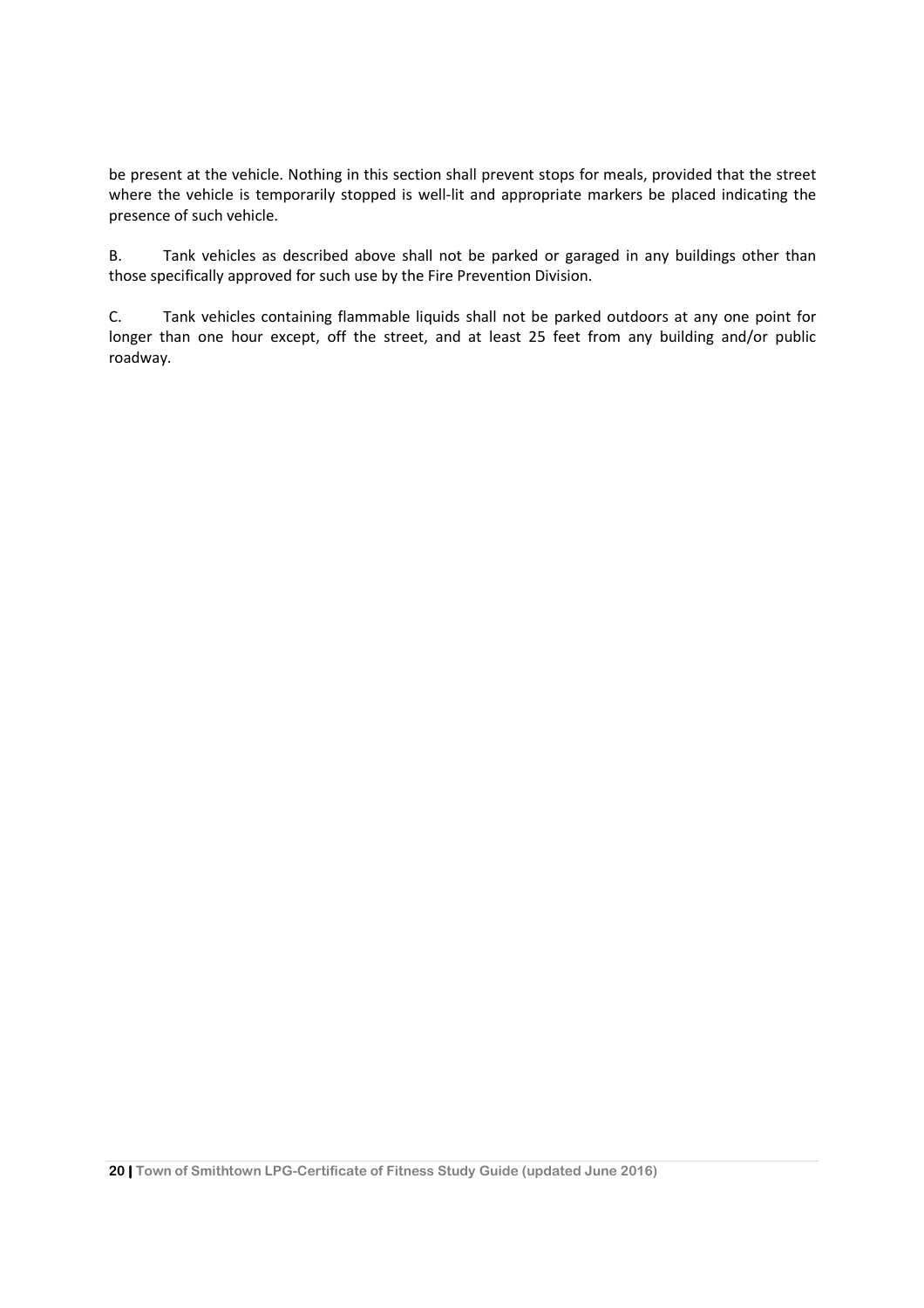be present at the vehicle. Nothing in this section shall prevent stops for meals, provided that the street where the vehicle is temporarily stopped is well-lit and appropriate markers be placed indicating the presence of such vehicle.

B. Tank vehicles as described above shall not be parked or garaged in any buildings other than those specifically approved for such use by the Fire Prevention Division.

C. Tank vehicles containing flammable liquids shall not be parked outdoors at any one point for longer than one hour except, off the street, and at least 25 feet from any building and/or public roadway.